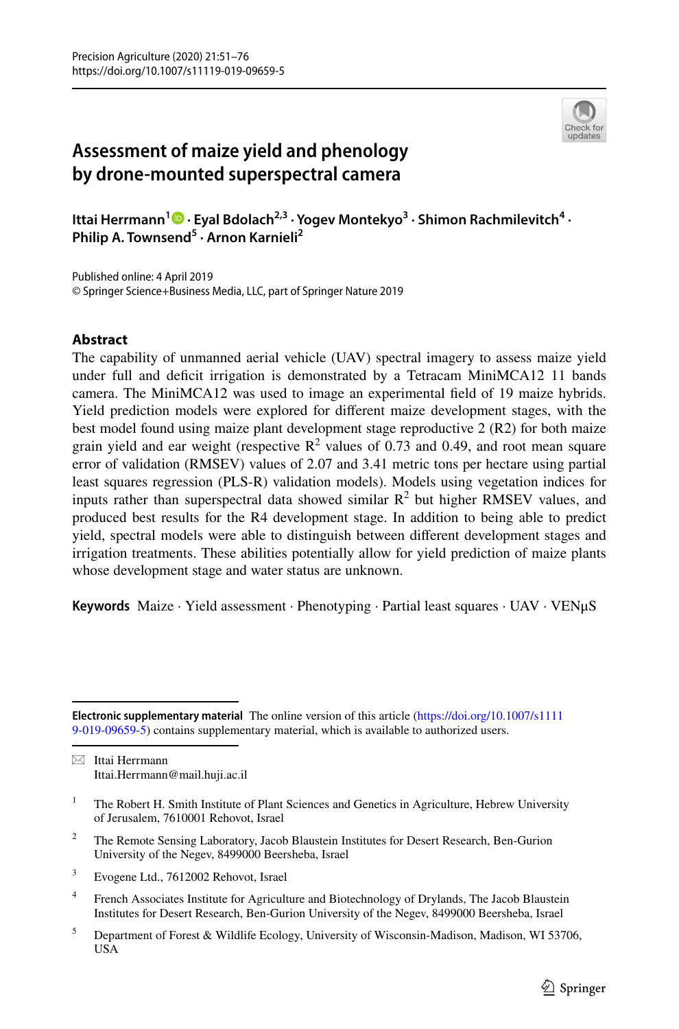# Assessment of maize yield and phenology by drone-mounted superspectral camera

**Ittai Herrmann[1] · Eyal Bdolach[2,3] · Yogev Montekyo[3] · Shimon Rachmilevitch[4] · Philip A. Townsend[5] · Arnon Karnieli[2]**

Published online: 4 April 2019
© Springer Science+Business Media, LLC, part of Springer Nature 2019

## Abstract

The capability of unmanned aerial vehicle (UAV) spectral imagery to assess maize yield under full and deficit irrigation is demonstrated by a Tetracam MiniMCA12 11 bands camera. The MiniMCA12 was used to image an experimental field of 19 maize hybrids. Yield prediction models were explored for different maize development stages, with the best model found using maize plant development stage reproductive 2 (R2) for both maize grain yield and ear weight (respective $R^2$ values of 0.73 and 0.49, and root mean square error of validation (RMSEV) values of 2.07 and 3.41 metric tons per hectare using partial least squares regression (PLS-R) validation models). Models using vegetation indices for inputs rather than superspectral data showed similar $R^2$ but higher RMSEV values, and produced best results for the R4 development stage. In addition to being able to predict yield, spectral models were able to distinguish between different development stages and irrigation treatments. These abilities potentially allow for yield prediction of maize plants whose development stage and water status are unknown.

**Keywords** Maize · Yield assessment · Phenotyping · Partial least squares · UAV · VENμS

---

**Electronic supplementary material** The online version of this article (https://doi.org/10.1007/s11119-019-09659-5) contains supplementary material, which is available to authorized users.

✉ Ittai Herrmann
Ittai.Herrmann@mail.huji.ac.il

[1] The Robert H. Smith Institute of Plant Sciences and Genetics in Agriculture, Hebrew University of Jerusalem, 7610001 Rehovot, Israel

[2] The Remote Sensing Laboratory, Jacob Blaustein Institutes for Desert Research, Ben-Gurion University of the Negev, 8499000 Beersheba, Israel

[3] Evogene Ltd., 7612002 Rehovot, Israel

[4] French Associates Institute for Agriculture and Biotechnology of Drylands, The Jacob Blaustein Institutes for Desert Research, Ben-Gurion University of the Negev, 8499000 Beersheba, Israel

[5] Department of Forest & Wildlife Ecology, University of Wisconsin-Madison, Madison, WI 53706, USA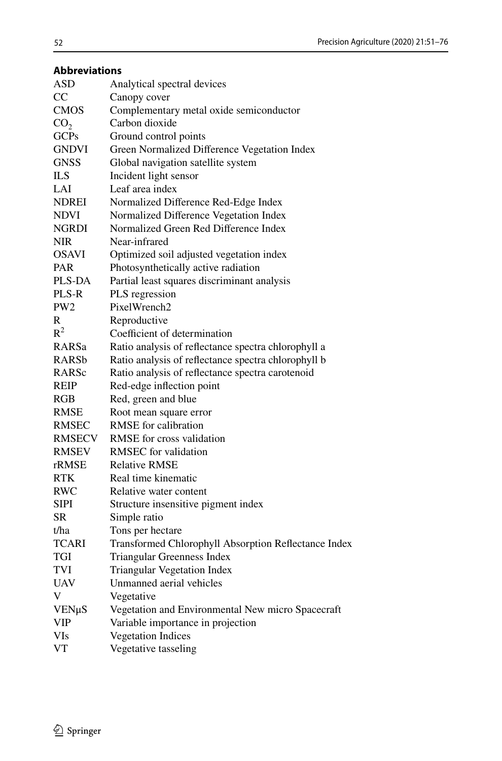**Abbreviations**

| | |
|---|---|
| ASD | Analytical spectral devices |
| CC | Canopy cover |
| CMOS | Complementary metal oxide semiconductor |
| $CO_2$ | Carbon dioxide |
| GCPs | Ground control points |
| GNDVI | Green Normalized Difference Vegetation Index |
| GNSS | Global navigation satellite system |
| ILS | Incident light sensor |
| LAI | Leaf area index |
| NDREI | Normalized Difference Red-Edge Index |
| NDVI | Normalized Difference Vegetation Index |
| NGRDI | Normalized Green Red Difference Index |
| NIR | Near-infrared |
| OSAVI | Optimized soil adjusted vegetation index |
| PAR | Photosynthetically active radiation |
| PLS-DA | Partial least squares discriminant analysis |
| PLS-R | PLS regression |
| PW2 | PixelWrench2 |
| R | Reproductive |
| $R^2$ | Coefficient of determination |
| RARSa | Ratio analysis of reflectance spectra chlorophyll a |
| RARSb | Ratio analysis of reflectance spectra chlorophyll b |
| RARSc | Ratio analysis of reflectance spectra carotenoid |
| REIP | Red-edge inflection point |
| RGB | Red, green and blue |
| RMSE | Root mean square error |
| RMSEC | RMSE for calibration |
| RMSECV | RMSE for cross validation |
| RMSEV | RMSEC for validation |
| rRMSE | Relative RMSE |
| RTK | Real time kinematic |
| RWC | Relative water content |
| SIPI | Structure insensitive pigment index |
| SR | Simple ratio |
| t/ha | Tons per hectare |
| TCARI | Transformed Chlorophyll Absorption Reflectance Index |
| TGI | Triangular Greenness Index |
| TVI | Triangular Vegetation Index |
| UAV | Unmanned aerial vehicles |
| V | Vegetative |
| VENμS | Vegetation and Environmental New micro Spacecraft |
| VIP | Variable importance in projection |
| VIs | Vegetation Indices |
| VT | Vegetative tasseling |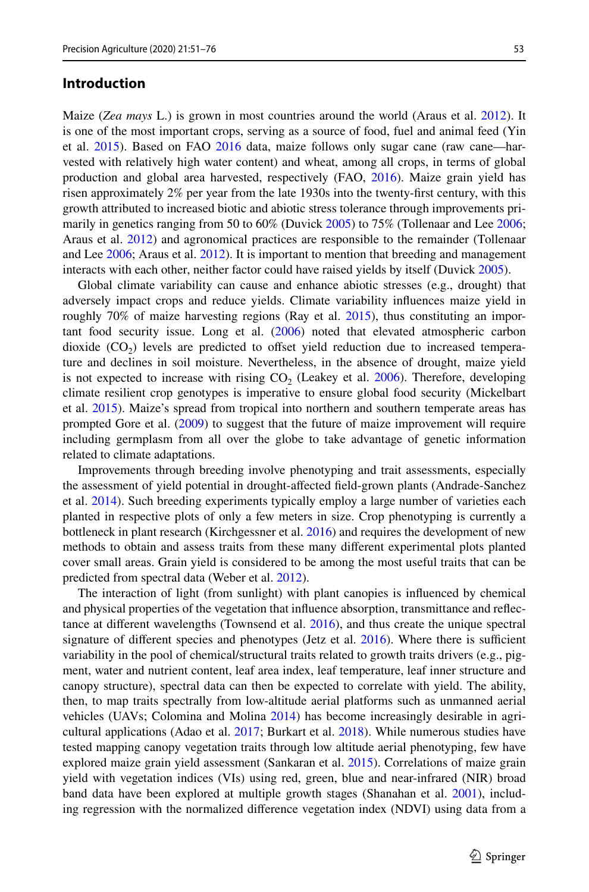## Introduction

Maize (*Zea mays* L.) is grown in most countries around the world (Araus et al. 2012). It is one of the most important crops, serving as a source of food, fuel and animal feed (Yin et al. 2015). Based on FAO 2016 data, maize follows only sugar cane (raw cane—harvested with relatively high water content) and wheat, among all crops, in terms of global production and global area harvested, respectively (FAO, 2016). Maize grain yield has risen approximately 2% per year from the late 1930s into the twenty-first century, with this growth attributed to increased biotic and abiotic stress tolerance through improvements primarily in genetics ranging from 50 to 60% (Duvick 2005) to 75% (Tollenaar and Lee 2006; Araus et al. 2012) and agronomical practices are responsible to the remainder (Tollenaar and Lee 2006; Araus et al. 2012). It is important to mention that breeding and management interacts with each other, neither factor could have raised yields by itself (Duvick 2005).

Global climate variability can cause and enhance abiotic stresses (e.g., drought) that adversely impact crops and reduce yields. Climate variability influences maize yield in roughly 70% of maize harvesting regions (Ray et al. 2015), thus constituting an important food security issue. Long et al. (2006) noted that elevated atmospheric carbon dioxide ($CO_2$) levels are predicted to offset yield reduction due to increased temperature and declines in soil moisture. Nevertheless, in the absence of drought, maize yield is not expected to increase with rising $CO_2$ (Leakey et al. 2006). Therefore, developing climate resilient crop genotypes is imperative to ensure global food security (Mickelbart et al. 2015). Maize's spread from tropical into northern and southern temperate areas has prompted Gore et al. (2009) to suggest that the future of maize improvement will require including germplasm from all over the globe to take advantage of genetic information related to climate adaptations.

Improvements through breeding involve phenotyping and trait assessments, especially the assessment of yield potential in drought-affected field-grown plants (Andrade-Sanchez et al. 2014). Such breeding experiments typically employ a large number of varieties each planted in respective plots of only a few meters in size. Crop phenotyping is currently a bottleneck in plant research (Kirchgessner et al. 2016) and requires the development of new methods to obtain and assess traits from these many different experimental plots planted cover small areas. Grain yield is considered to be among the most useful traits that can be predicted from spectral data (Weber et al. 2012).

The interaction of light (from sunlight) with plant canopies is influenced by chemical and physical properties of the vegetation that influence absorption, transmittance and reflectance at different wavelengths (Townsend et al. 2016), and thus create the unique spectral signature of different species and phenotypes (Jetz et al. 2016). Where there is sufficient variability in the pool of chemical/structural traits related to growth traits drivers (e.g., pigment, water and nutrient content, leaf area index, leaf temperature, leaf inner structure and canopy structure), spectral data can then be expected to correlate with yield. The ability, then, to map traits spectrally from low-altitude aerial platforms such as unmanned aerial vehicles (UAVs; Colomina and Molina 2014) has become increasingly desirable in agricultural applications (Adao et al. 2017; Burkart et al. 2018). While numerous studies have tested mapping canopy vegetation traits through low altitude aerial phenotyping, few have explored maize grain yield assessment (Sankaran et al. 2015). Correlations of maize grain yield with vegetation indices (VIs) using red, green, blue and near-infrared (NIR) broad band data have been explored at multiple growth stages (Shanahan et al. 2001), including regression with the normalized difference vegetation index (NDVI) using data from a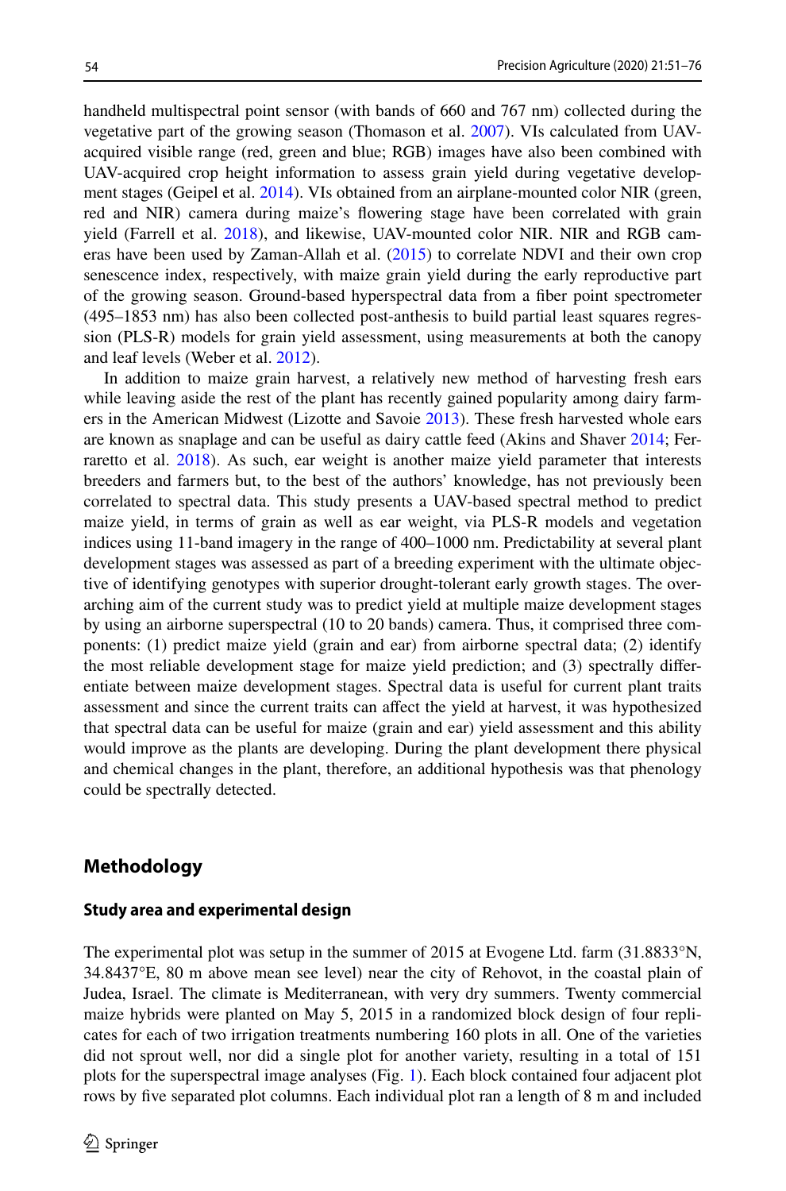handheld multispectral point sensor (with bands of 660 and 767 nm) collected during the vegetative part of the growing season (Thomason et al. 2007). VIs calculated from UAV-acquired visible range (red, green and blue; RGB) images have also been combined with UAV-acquired crop height information to assess grain yield during vegetative development stages (Geipel et al. 2014). VIs obtained from an airplane-mounted color NIR (green, red and NIR) camera during maize's flowering stage have been correlated with grain yield (Farrell et al. 2018), and likewise, UAV-mounted color NIR. NIR and RGB cameras have been used by Zaman-Allah et al. (2015) to correlate NDVI and their own crop senescence index, respectively, with maize grain yield during the early reproductive part of the growing season. Ground-based hyperspectral data from a fiber point spectrometer (495–1853 nm) has also been collected post-anthesis to build partial least squares regression (PLS-R) models for grain yield assessment, using measurements at both the canopy and leaf levels (Weber et al. 2012).

In addition to maize grain harvest, a relatively new method of harvesting fresh ears while leaving aside the rest of the plant has recently gained popularity among dairy farmers in the American Midwest (Lizotte and Savoie 2013). These fresh harvested whole ears are known as snaplage and can be useful as dairy cattle feed (Akins and Shaver 2014; Ferraretto et al. 2018). As such, ear weight is another maize yield parameter that interests breeders and farmers but, to the best of the authors' knowledge, has not previously been correlated to spectral data. This study presents a UAV-based spectral method to predict maize yield, in terms of grain as well as ear weight, via PLS-R models and vegetation indices using 11-band imagery in the range of 400–1000 nm. Predictability at several plant development stages was assessed as part of a breeding experiment with the ultimate objective of identifying genotypes with superior drought-tolerant early growth stages. The overarching aim of the current study was to predict yield at multiple maize development stages by using an airborne superspectral (10 to 20 bands) camera. Thus, it comprised three components: (1) predict maize yield (grain and ear) from airborne spectral data; (2) identify the most reliable development stage for maize yield prediction; and (3) spectrally differentiate between maize development stages. Spectral data is useful for current plant traits assessment and since the current traits can affect the yield at harvest, it was hypothesized that spectral data can be useful for maize (grain and ear) yield assessment and this ability would improve as the plants are developing. During the plant development there physical and chemical changes in the plant, therefore, an additional hypothesis was that phenology could be spectrally detected.

## Methodology

### Study area and experimental design

The experimental plot was setup in the summer of 2015 at Evogene Ltd. farm (31.8833°N, 34.8437°E, 80 m above mean see level) near the city of Rehovot, in the coastal plain of Judea, Israel. The climate is Mediterranean, with very dry summers. Twenty commercial maize hybrids were planted on May 5, 2015 in a randomized block design of four replicates for each of two irrigation treatments numbering 160 plots in all. One of the varieties did not sprout well, nor did a single plot for another variety, resulting in a total of 151 plots for the superspectral image analyses (Fig. 1). Each block contained four adjacent plot rows by five separated plot columns. Each individual plot ran a length of 8 m and included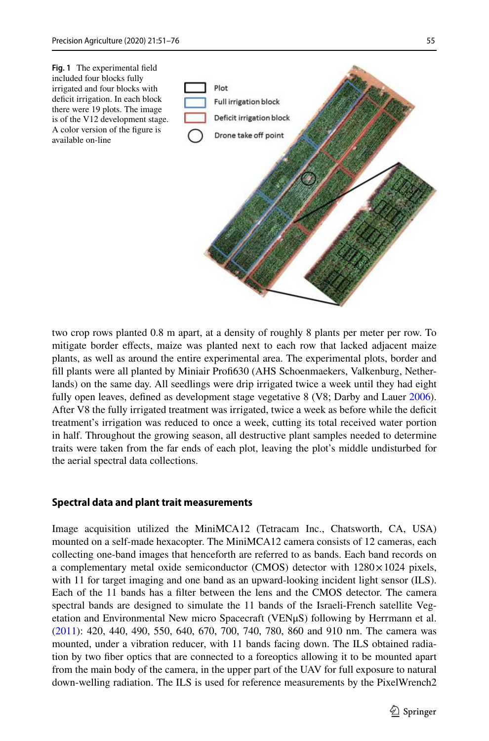**Fig. 1** The experimental field included four blocks fully irrigated and four blocks with deficit irrigation. In each block there were 19 plots. The image is of the V12 development stage. A color version of the figure is available on-line

two crop rows planted 0.8 m apart, at a density of roughly 8 plants per meter per row. To mitigate border effects, maize was planted next to each row that lacked adjacent maize plants, as well as around the entire experimental area. The experimental plots, border and fill plants were all planted by Miniair Profi630 (AHS Schoenmaekers, Valkenburg, Netherlands) on the same day. All seedlings were drip irrigated twice a week until they had eight fully open leaves, defined as development stage vegetative 8 (V8; Darby and Lauer 2006). After V8 the fully irrigated treatment was irrigated, twice a week as before while the deficit treatment's irrigation was reduced to once a week, cutting its total received water portion in half. Throughout the growing season, all destructive plant samples needed to determine traits were taken from the far ends of each plot, leaving the plot's middle undisturbed for the aerial spectral data collections.

## Spectral data and plant trait measurements

Image acquisition utilized the MiniMCA12 (Tetracam Inc., Chatsworth, CA, USA) mounted on a self-made hexacopter. The MiniMCA12 camera consists of 12 cameras, each collecting one-band images that henceforth are referred to as bands. Each band records on a complementary metal oxide semiconductor (CMOS) detector with $1280 \times 1024$ pixels, with 11 for target imaging and one band as an upward-looking incident light sensor (ILS). Each of the 11 bands has a filter between the lens and the CMOS detector. The camera spectral bands are designed to simulate the 11 bands of the Israeli-French satellite Vegetation and Environmental New micro Spacecraft (VENμS) following by Herrmann et al. (2011): 420, 440, 490, 550, 640, 670, 700, 740, 780, 860 and 910 nm. The camera was mounted, under a vibration reducer, with 11 bands facing down. The ILS obtained radiation by two fiber optics that are connected to a foreoptics allowing it to be mounted apart from the main body of the camera, in the upper part of the UAV for full exposure to natural down-welling radiation. The ILS is used for reference measurements by the PixelWrench2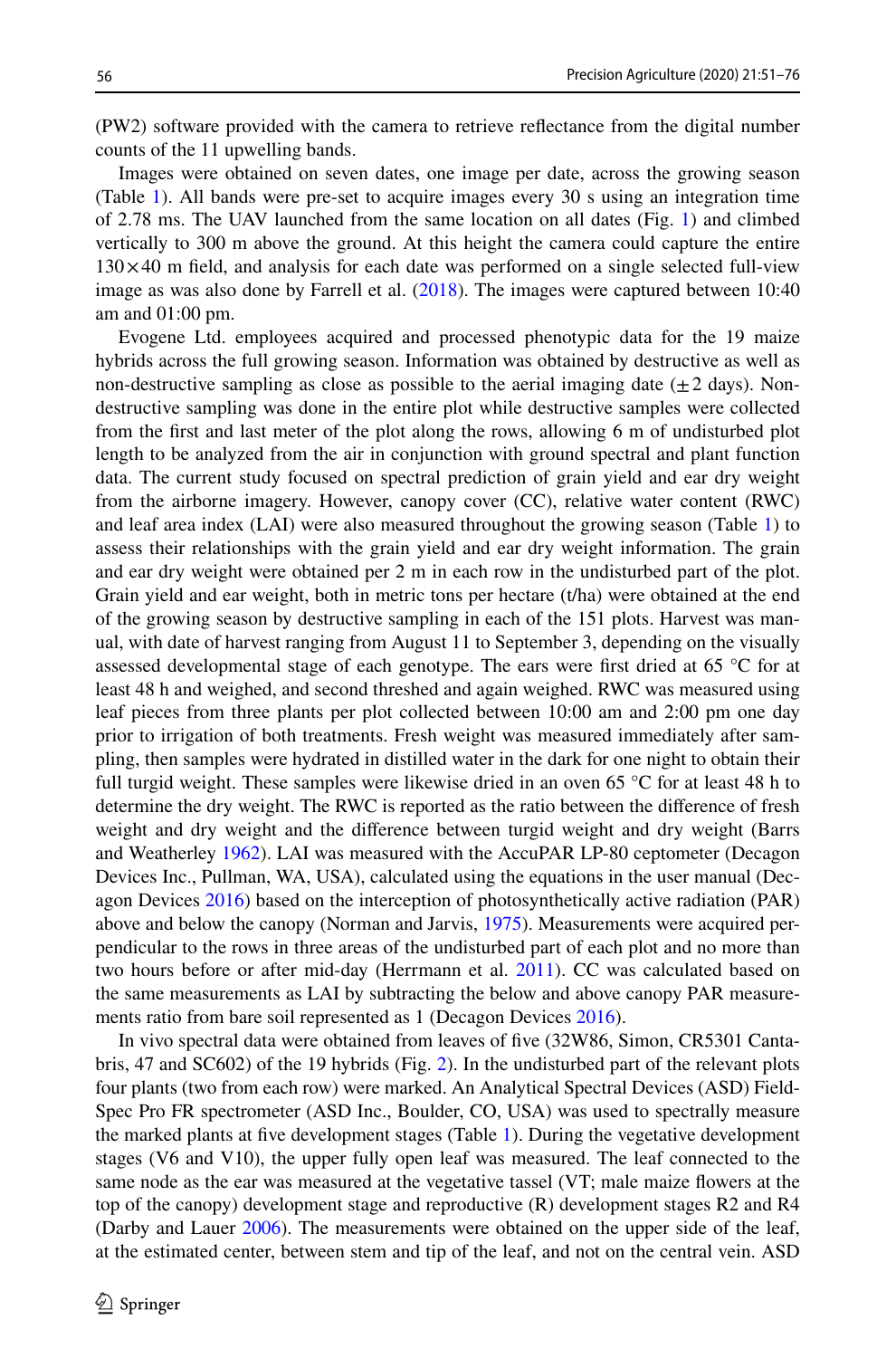(PW2) software provided with the camera to retrieve reflectance from the digital number counts of the 11 upwelling bands.

Images were obtained on seven dates, one image per date, across the growing season (Table 1). All bands were pre-set to acquire images every 30 s using an integration time of 2.78 ms. The UAV launched from the same location on all dates (Fig. 1) and climbed vertically to 300 m above the ground. At this height the camera could capture the entire $130 \times 40$ m field, and analysis for each date was performed on a single selected full-view image as was also done by Farrell et al. (2018). The images were captured between 10:40 am and 01:00 pm.

Evogene Ltd. employees acquired and processed phenotypic data for the 19 maize hybrids across the full growing season. Information was obtained by destructive as well as non-destructive sampling as close as possible to the aerial imaging date ($\pm 2$ days). Non-destructive sampling was done in the entire plot while destructive samples were collected from the first and last meter of the plot along the rows, allowing 6 m of undisturbed plot length to be analyzed from the air in conjunction with ground spectral and plant function data. The current study focused on spectral prediction of grain yield and ear dry weight from the airborne imagery. However, canopy cover (CC), relative water content (RWC) and leaf area index (LAI) were also measured throughout the growing season (Table 1) to assess their relationships with the grain yield and ear dry weight information. The grain and ear dry weight were obtained per 2 m in each row in the undisturbed part of the plot. Grain yield and ear weight, both in metric tons per hectare (t/ha) were obtained at the end of the growing season by destructive sampling in each of the 151 plots. Harvest was manual, with date of harvest ranging from August 11 to September 3, depending on the visually assessed developmental stage of each genotype. The ears were first dried at 65 °C for at least 48 h and weighed, and second threshed and again weighed. RWC was measured using leaf pieces from three plants per plot collected between 10:00 am and 2:00 pm one day prior to irrigation of both treatments. Fresh weight was measured immediately after sampling, then samples were hydrated in distilled water in the dark for one night to obtain their full turgid weight. These samples were likewise dried in an oven 65 °C for at least 48 h to determine the dry weight. The RWC is reported as the ratio between the difference of fresh weight and dry weight and the difference between turgid weight and dry weight (Barrs and Weatherley 1962). LAI was measured with the AccuPAR LP-80 ceptometer (Decagon Devices Inc., Pullman, WA, USA), calculated using the equations in the user manual (Decagon Devices 2016) based on the interception of photosynthetically active radiation (PAR) above and below the canopy (Norman and Jarvis, 1975). Measurements were acquired perpendicular to the rows in three areas of the undisturbed part of each plot and no more than two hours before or after mid-day (Herrmann et al. 2011). CC was calculated based on the same measurements as LAI by subtracting the below and above canopy PAR measurements ratio from bare soil represented as 1 (Decagon Devices 2016).

In vivo spectral data were obtained from leaves of five (32W86, Simon, CR5301 Cantabris, 47 and SC602) of the 19 hybrids (Fig. 2). In the undisturbed part of the relevant plots four plants (two from each row) were marked. An Analytical Spectral Devices (ASD) Field-Spec Pro FR spectrometer (ASD Inc., Boulder, CO, USA) was used to spectrally measure the marked plants at five development stages (Table 1). During the vegetative development stages (V6 and V10), the upper fully open leaf was measured. The leaf connected to the same node as the ear was measured at the vegetative tassel (VT; male maize flowers at the top of the canopy) development stage and reproductive (R) development stages R2 and R4 (Darby and Lauer 2006). The measurements were obtained on the upper side of the leaf, at the estimated center, between stem and tip of the leaf, and not on the central vein. ASD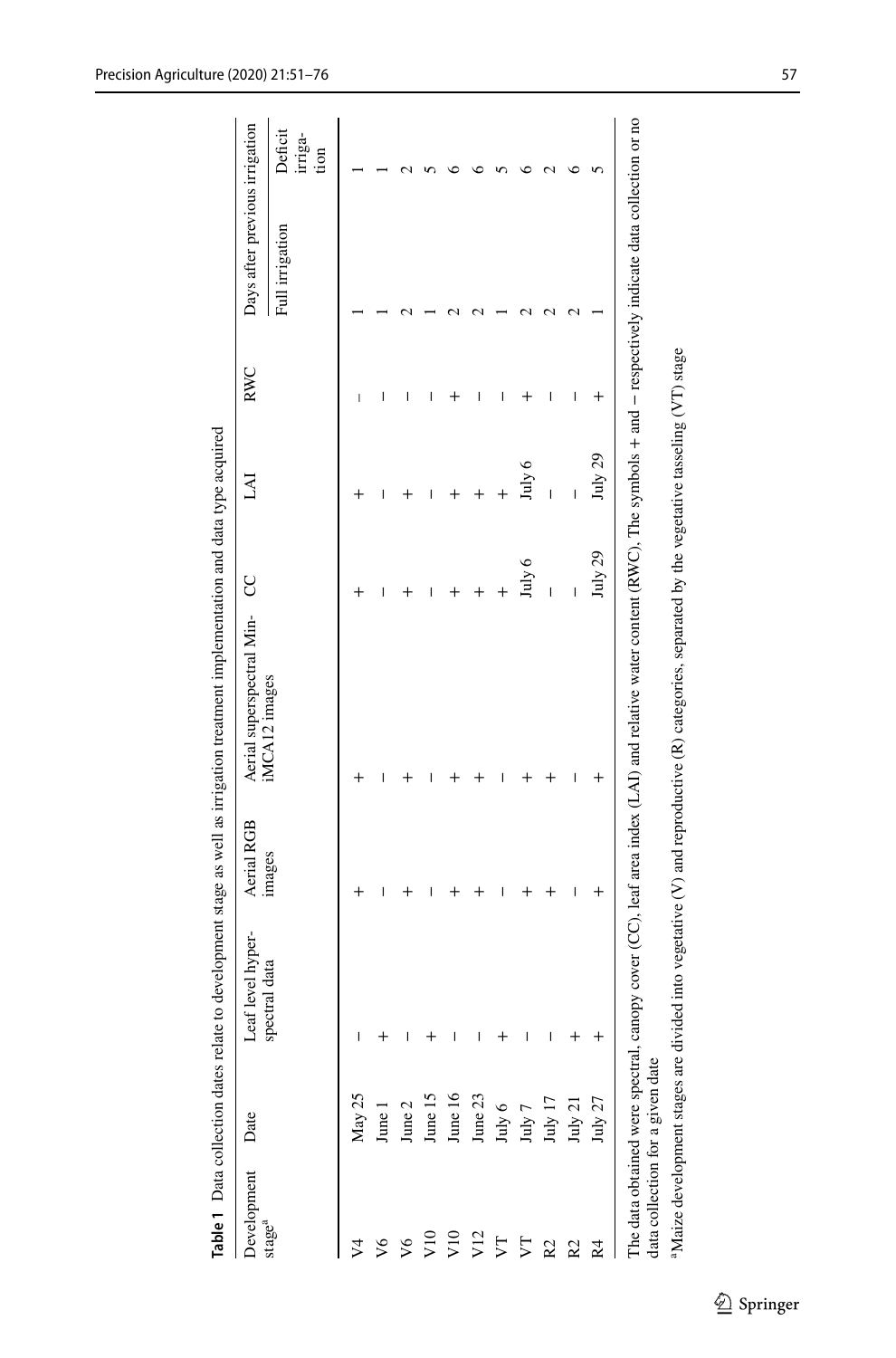**Table 1** Data collection dates relate to development stage as well as irrigation treatment implementation and data type acquired

| Development stage[a] | Date | Leaf level hyperspectral data | Aerial RGB images | Aerial superspectral Mini-MCA12 images | CC | LAI | RWC | Days after previous irrigation | |
|---|---|---|---|---|---|---|---|---|---|
| | | | | | | | | Full irrigation | Deficit irrigation |
| V4 | May 25 | – | + | + | + | + | – | 1 | 1 |
| V6 | June 1 | + | – | – | – | – | – | 1 | 1 |
| V6 | June 2 | – | + | + | + | + | – | 2 | 2 |
| V10 | June 15 | + | – | – | – | – | – | 1 | 5 |
| V10 | June 16 | – | + | + | + | + | + | 2 | 6 |
| V12 | June 23 | – | + | + | + | + | – | 2 | 6 |
| VT | July 6 | + | – | – | + | + | – | 1 | 5 |
| VT | July 7 | – | + | + | July 6 | July 6 | + | 2 | 6 |
| R2 | July 17 | – | + | + | – | – | – | 2 | 2 |
| R2 | July 21 | + | – | – | – | – | – | 2 | 6 |
| R4 | July 27 | + | + | + | July 29 | July 29 | + | 1 | 5 |

The data obtained were spectral, canopy cover (CC), leaf area index (LAI) and relative water content (RWC). The symbols + and – respectively indicate data collection or no data collection for a given date

[a]Maize development stages are divided into vegetative (V) and reproductive (R) categories, separated by the vegetative tasseling (VT) stage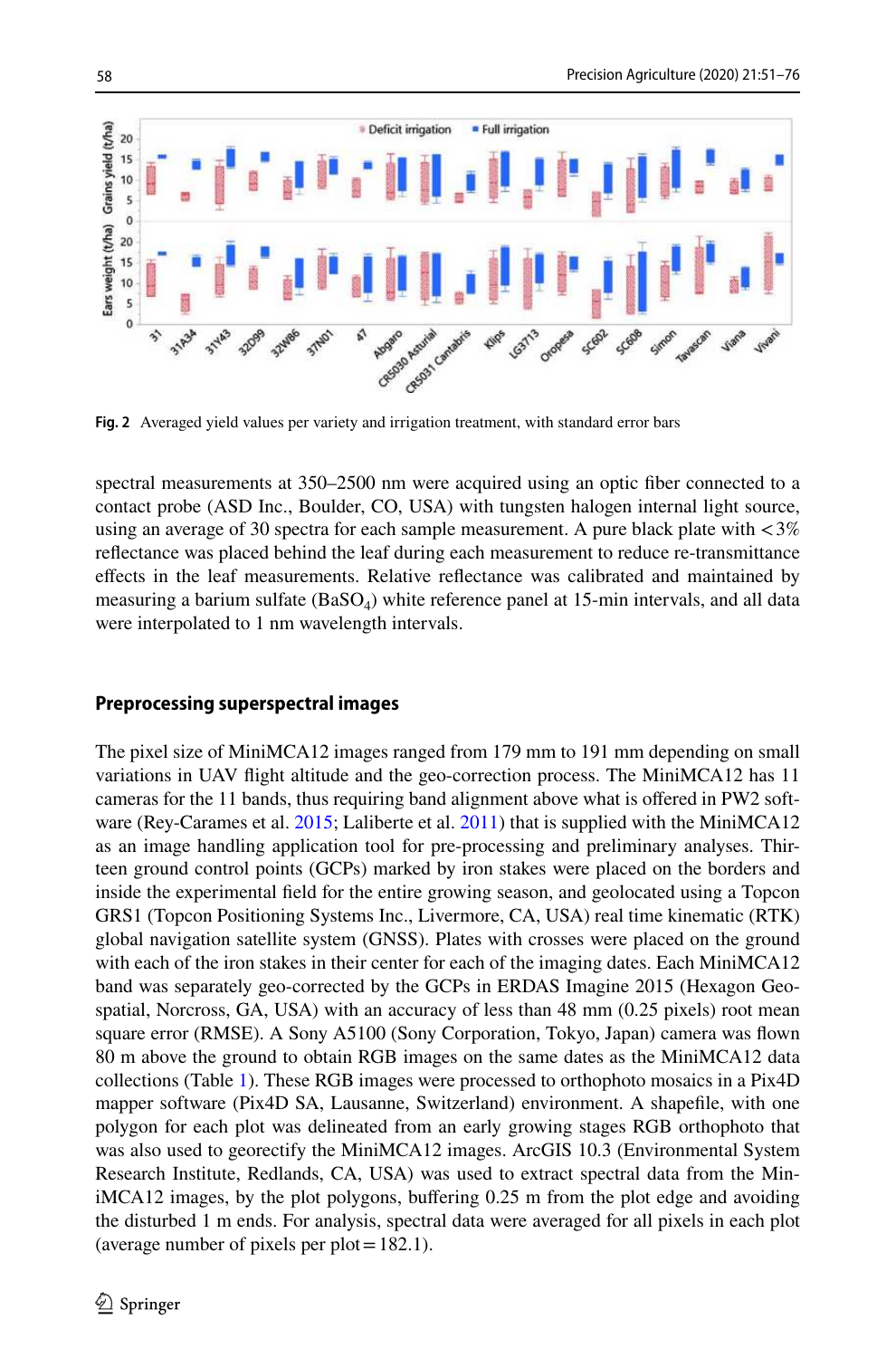Fig. 2 Averaged yield values per variety and irrigation treatment, with standard error bars

spectral measurements at 350–2500 nm were acquired using an optic fiber connected to a contact probe (ASD Inc., Boulder, CO, USA) with tungsten halogen internal light source, using an average of 30 spectra for each sample measurement. A pure black plate with < 3% reflectance was placed behind the leaf during each measurement to reduce re-transmittance effects in the leaf measurements. Relative reflectance was calibrated and maintained by measuring a barium sulfate ($BaSO_4$) white reference panel at 15-min intervals, and all data were interpolated to 1 nm wavelength intervals.

### Preprocessing superspectral images

The pixel size of MiniMCA12 images ranged from 179 mm to 191 mm depending on small variations in UAV flight altitude and the geo-correction process. The MiniMCA12 has 11 cameras for the 11 bands, thus requiring band alignment above what is offered in PW2 software (Rey-Carames et al. 2015; Laliberte et al. 2011) that is supplied with the MiniMCA12 as an image handling application tool for pre-processing and preliminary analyses. Thirteen ground control points (GCPs) marked by iron stakes were placed on the borders and inside the experimental field for the entire growing season, and geolocated using a Topcon GRS1 (Topcon Positioning Systems Inc., Livermore, CA, USA) real time kinematic (RTK) global navigation satellite system (GNSS). Plates with crosses were placed on the ground with each of the iron stakes in their center for each of the imaging dates. Each MiniMCA12 band was separately geo-corrected by the GCPs in ERDAS Imagine 2015 (Hexagon Geospatial, Norcross, GA, USA) with an accuracy of less than 48 mm (0.25 pixels) root mean square error (RMSE). A Sony A5100 (Sony Corporation, Tokyo, Japan) camera was flown 80 m above the ground to obtain RGB images on the same dates as the MiniMCA12 data collections (Table 1). These RGB images were processed to orthophoto mosaics in a Pix4D mapper software (Pix4D SA, Lausanne, Switzerland) environment. A shapefile, with one polygon for each plot was delineated from an early growing stages RGB orthophoto that was also used to georectify the MiniMCA12 images. ArcGIS 10.3 (Environmental System Research Institute, Redlands, CA, USA) was used to extract spectral data from the MiniMCA12 images, by the plot polygons, buffering 0.25 m from the plot edge and avoiding the disturbed 1 m ends. For analysis, spectral data were averaged for all pixels in each plot (average number of pixels per plot = 182.1).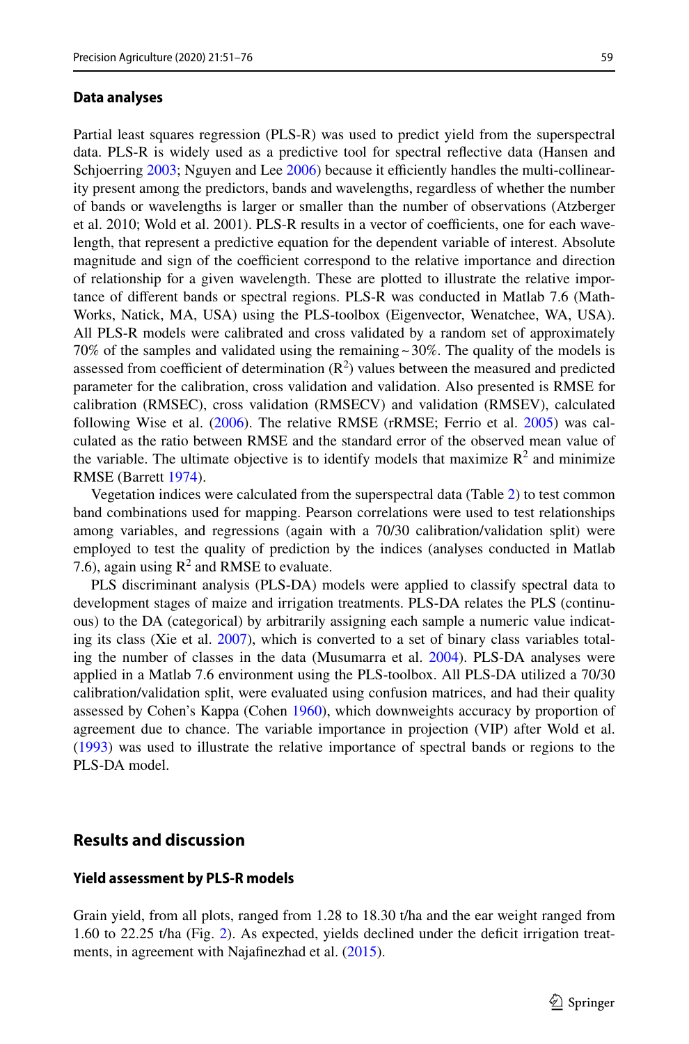### Data analyses

Partial least squares regression (PLS-R) was used to predict yield from the superspectral data. PLS-R is widely used as a predictive tool for spectral reflective data (Hansen and Schjoerring 2003; Nguyen and Lee 2006) because it efficiently handles the multi-collinearity present among the predictors, bands and wavelengths, regardless of whether the number of bands or wavelengths is larger or smaller than the number of observations (Atzberger et al. 2010; Wold et al. 2001). PLS-R results in a vector of coefficients, one for each wavelength, that represent a predictive equation for the dependent variable of interest. Absolute magnitude and sign of the coefficient correspond to the relative importance and direction of relationship for a given wavelength. These are plotted to illustrate the relative importance of different bands or spectral regions. PLS-R was conducted in Matlab 7.6 (MathWorks, Natick, MA, USA) using the PLS-toolbox (Eigenvector, Wenatchee, WA, USA). All PLS-R models were calibrated and cross validated by a random set of approximately 70% of the samples and validated using the remaining ~30%. The quality of the models is assessed from coefficient of determination ($R^2$) values between the measured and predicted parameter for the calibration, cross validation and validation. Also presented is RMSE for calibration (RMSEC), cross validation (RMSECV) and validation (RMSEV), calculated following Wise et al. (2006). The relative RMSE (rRMSE; Ferrio et al. 2005) was calculated as the ratio between RMSE and the standard error of the observed mean value of the variable. The ultimate objective is to identify models that maximize $R^2$ and minimize RMSE (Barrett 1974).

Vegetation indices were calculated from the superspectral data (Table 2) to test common band combinations used for mapping. Pearson correlations were used to test relationships among variables, and regressions (again with a 70/30 calibration/validation split) were employed to test the quality of prediction by the indices (analyses conducted in Matlab 7.6), again using $R^2$ and RMSE to evaluate.

PLS discriminant analysis (PLS-DA) models were applied to classify spectral data to development stages of maize and irrigation treatments. PLS-DA relates the PLS (continuous) to the DA (categorical) by arbitrarily assigning each sample a numeric value indicating its class (Xie et al. 2007), which is converted to a set of binary class variables totaling the number of classes in the data (Musumarra et al. 2004). PLS-DA analyses were applied in a Matlab 7.6 environment using the PLS-toolbox. All PLS-DA utilized a 70/30 calibration/validation split, were evaluated using confusion matrices, and had their quality assessed by Cohen's Kappa (Cohen 1960), which downweights accuracy by proportion of agreement due to chance. The variable importance in projection (VIP) after Wold et al. (1993) was used to illustrate the relative importance of spectral bands or regions to the PLS-DA model.

## Results and discussion

### Yield assessment by PLS-R models

Grain yield, from all plots, ranged from 1.28 to 18.30 t/ha and the ear weight ranged from 1.60 to 22.25 t/ha (Fig. 2). As expected, yields declined under the deficit irrigation treatments, in agreement with Najafinezhad et al. (2015).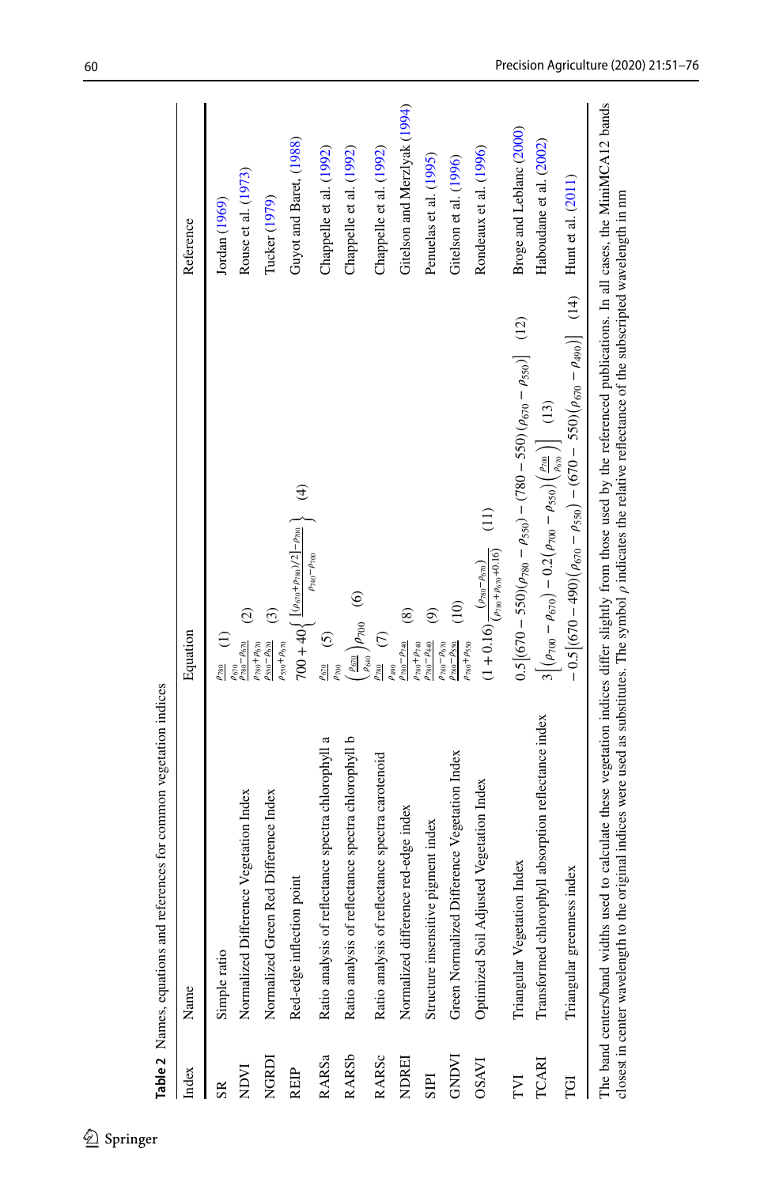**Table 2** Names, equations and references for common vegetation indices

| Index | Name | Equation | Reference |
|---|---|---|---|
| SR | Simple ratio | $\frac{\rho_{780}}{\rho_{670}}$ (1) | Jordan (1969) |
| NDVI | Normalized Difference Vegetation Index | $\frac{\rho_{780}-\rho_{670}}{\rho_{780}+\rho_{670}}$ (2) | Rouse et al. (1973) |
| NGRDI | Normalized Green Red Difference Index | $\frac{\rho_{550}-\rho_{670}}{\rho_{550}+\rho_{670}}$ (3) | Tucker (1979) |
| REIP | Red-edge inflection point | $700+40\left\{\frac{\left[(\rho_{670}+\rho_{780})/2\right]-\rho_{700}}{\rho_{740}-\rho_{700}}\right\}$ (4) | Guyot and Baret, (1988) |
| RARSa | Ratio analysis of reflectance spectra chlorophyll a | $\frac{\rho_{670}}{\rho_{700}}$ (5) | Chappelle et al. (1992) |
| RARSb | Ratio analysis of reflectance spectra chlorophyll b | $\left(\frac{\rho_{670}}{\rho_{640}}\right)\rho_{700}$ (6) | Chappelle et al. (1992) |
| RARSc | Ratio analysis of reflectance spectra carotenoid | $\frac{\rho_{780}}{\rho_{490}}$ (7) | Chappelle et al. (1992) |
| NDREI | Normalized difference red-edge index | $\frac{\rho_{780}-\rho_{740}}{\rho_{780}+\rho_{740}}$ (8) | Gitelson and Merzlyak (1994) |
| SIPI | Structure insensitive pigment index | $\frac{\rho_{780}-\rho_{440}}{\rho_{780}-\rho_{670}}$ (9) | Penuelas et al. (1995) |
| GNDVI | Green Normalized Difference Vegetation Index | $\frac{\rho_{780}-\rho_{550}}{\rho_{780}+\rho_{550}}$ (10) | Gitelson et al. (1996) |
| OSAVI | Optimized Soil Adjusted Vegetation Index | $(1+0.16)\frac{(\rho_{780}-\rho_{670})}{(\rho_{780}+\rho_{670}+0.16)}$ (11) | Rondeaux et al. (1996) |
| TVI | Triangular Vegetation Index | $0.5\left[(670-550)(\rho_{780}-\rho_{550})-(780-550)(\rho_{670}-\rho_{550})\right]$ (12) | Broge and Leblanc (2000) |
| TCARI | Transformed chlorophyll absorption reflectance index | $3\left[(\rho_{700}-\rho_{670})-0.2(\rho_{700}-\rho_{550})\left(\frac{\rho_{700}}{\rho_{670}}\right)\right]$ (13) | Haboudane et al. (2002) |
| TGI | Triangular greenness index | $-0.5\left[(670-490)(\rho_{670}-\rho_{550})-(670-550)(\rho_{670}-\rho_{490})\right]$ (14) | Hunt et al. (2011) |

The band centers/band widths used to calculate these vegetation indices differ slightly from those used by the referenced publications. In all cases, the MiniMCA12 bands closest in center wavelength to the original indices were used as substitutes. The symbol $\rho$ indicates the relative reflectance of the subscripted wavelength in nm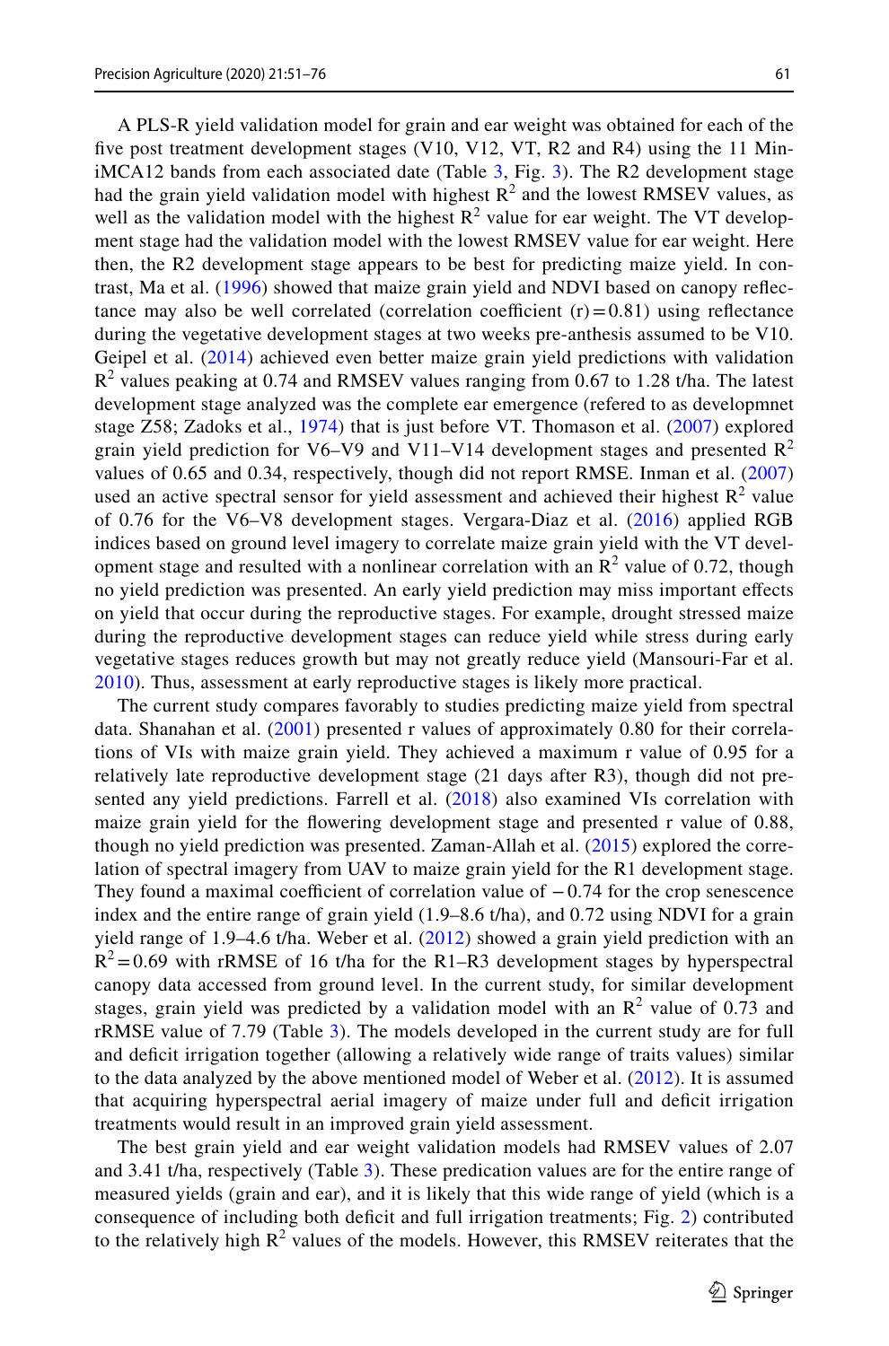A PLS-R yield validation model for grain and ear weight was obtained for each of the five post treatment development stages (V10, V12, VT, R2 and R4) using the 11 MiniMCA12 bands from each associated date (Table 3, Fig. 3). The R2 development stage had the grain yield validation model with highest $R^2$ and the lowest RMSEV values, as well as the validation model with the highest $R^2$ value for ear weight. The VT development stage had the validation model with the lowest RMSEV value for ear weight. Here then, the R2 development stage appears to be best for predicting maize yield. In contrast, Ma et al. (1996) showed that maize grain yield and NDVI based on canopy reflectance may also be well correlated (correlation coefficient $(r) = 0.81$) using reflectance during the vegetative development stages at two weeks pre-anthesis assumed to be V10. Geipel et al. (2014) achieved even better maize grain yield predictions with validation $R^2$ values peaking at 0.74 and RMSEV values ranging from 0.67 to 1.28 t/ha. The latest development stage analyzed was the complete ear emergence (refered to as developmnet stage Z58; Zadoks et al., 1974) that is just before VT. Thomason et al. (2007) explored grain yield prediction for V6–V9 and V11–V14 development stages and presented $R^2$ values of 0.65 and 0.34, respectively, though did not report RMSE. Inman et al. (2007) used an active spectral sensor for yield assessment and achieved their highest $R^2$ value of 0.76 for the V6–V8 development stages. Vergara-Diaz et al. (2016) applied RGB indices based on ground level imagery to correlate maize grain yield with the VT development stage and resulted with a nonlinear correlation with an $R^2$ value of 0.72, though no yield prediction was presented. An early yield prediction may miss important effects on yield that occur during the reproductive stages. For example, drought stressed maize during the reproductive development stages can reduce yield while stress during early vegetative stages reduces growth but may not greatly reduce yield (Mansouri-Far et al. 2010). Thus, assessment at early reproductive stages is likely more practical.

The current study compares favorably to studies predicting maize yield from spectral data. Shanahan et al. (2001) presented r values of approximately 0.80 for their correlations of VIs with maize grain yield. They achieved a maximum r value of 0.95 for a relatively late reproductive development stage (21 days after R3), though did not presented any yield predictions. Farrell et al. (2018) also examined VIs correlation with maize grain yield for the flowering development stage and presented r value of 0.88, though no yield prediction was presented. Zaman-Allah et al. (2015) explored the correlation of spectral imagery from UAV to maize grain yield for the R1 development stage. They found a maximal coefficient of correlation value of $-0.74$ for the crop senescence index and the entire range of grain yield (1.9–8.6 t/ha), and 0.72 using NDVI for a grain yield range of 1.9–4.6 t/ha. Weber et al. (2012) showed a grain yield prediction with an $R^2 = 0.69$ with rRMSE of 16 t/ha for the R1–R3 development stages by hyperspectral canopy data accessed from ground level. In the current study, for similar development stages, grain yield was predicted by a validation model with an $R^2$ value of 0.73 and rRMSE value of 7.79 (Table 3). The models developed in the current study are for full and deficit irrigation together (allowing a relatively wide range of traits values) similar to the data analyzed by the above mentioned model of Weber et al. (2012). It is assumed that acquiring hyperspectral aerial imagery of maize under full and deficit irrigation treatments would result in an improved grain yield assessment.

The best grain yield and ear weight validation models had RMSEV values of 2.07 and 3.41 t/ha, respectively (Table 3). These predication values are for the entire range of measured yields (grain and ear), and it is likely that this wide range of yield (which is a consequence of including both deficit and full irrigation treatments; Fig. 2) contributed to the relatively high $R^2$ values of the models. However, this RMSEV reiterates that the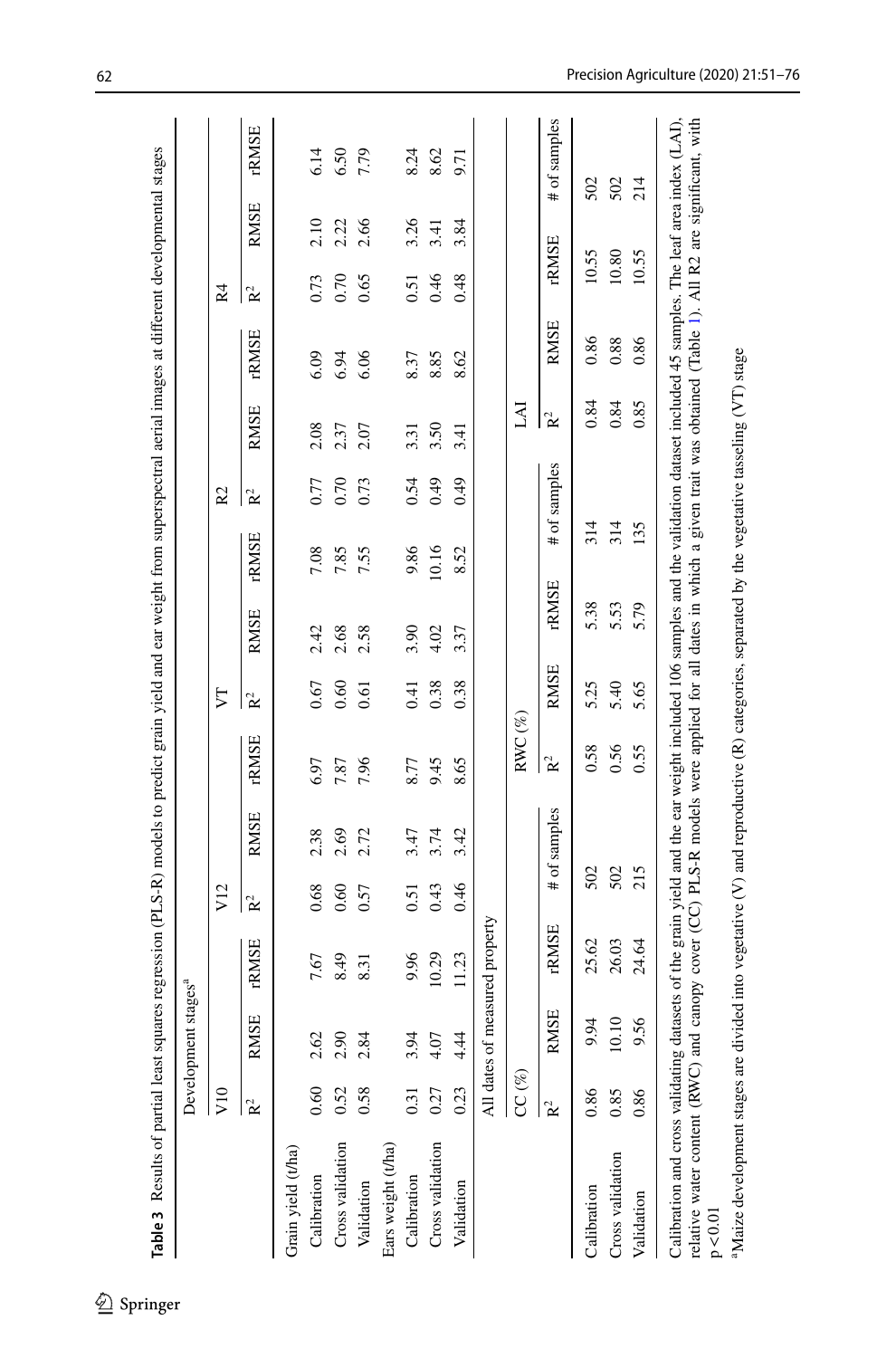**Table 3** Results of partial least squares regression (PLS-R) models to predict grain yield and ear weight from superspectral aerial images at different developmental stages

| | Development stages[a] | | | | | | | | | | | | | | |
|---|---|---|---|---|---|---|---|---|---|---|---|---|---|---|---|
| | V10 | | | V12 | | | VT | | | R2 | | | R4 | | |
| | $R^2$ | RMSE | rRMSE | $R^2$ | RMSE | rRMSE | $R^2$ | RMSE | rRMSE | $R^2$ | RMSE | rRMSE | $R^2$ | RMSE | rRMSE |
| Grain yield (t/ha) | | | | | | | | | | | | | | | |
| Calibration | 0.60 | 2.62 | 7.67 | 0.68 | 2.38 | 6.97 | 0.67 | 2.42 | 7.08 | 0.77 | 2.08 | 6.09 | 0.73 | 2.10 | 6.14 |
| Cross validation | 0.52 | 2.90 | 8.49 | 0.60 | 2.69 | 7.87 | 0.60 | 2.68 | 7.85 | 0.70 | 2.37 | 6.94 | 0.70 | 2.22 | 6.50 |
| Validation | 0.58 | 2.84 | 8.31 | 0.57 | 2.72 | 7.96 | 0.61 | 2.58 | 7.55 | 0.73 | 2.07 | 6.06 | 0.65 | 2.66 | 7.79 |
| Ears weight (t/ha) | | | | | | | | | | | | | | | |
| Calibration | 0.31 | 3.94 | 9.96 | 0.51 | 3.47 | 8.77 | 0.41 | 3.90 | 9.86 | 0.54 | 3.31 | 8.37 | 0.51 | 3.26 | 8.24 |
| Cross validation | 0.27 | 4.07 | 10.29 | 0.43 | 3.74 | 9.45 | 0.38 | 4.02 | 10.16 | 0.49 | 3.50 | 8.85 | 0.46 | 3.41 | 8.62 |
| Validation | 0.23 | 4.44 | 11.23 | 0.46 | 3.42 | 8.65 | 0.38 | 3.37 | 8.52 | 0.49 | 3.41 | 8.62 | 0.48 | 3.84 | 9.71 |

| | All dates of measured property | | | | | | | | | | | |
|---|---|---|---|---|---|---|---|---|---|---|---|---|
| | CC (%) | | | | RWC (%) | | | | LAI | | | |
| | $R^2$ | RMSE | rRMSE | # of samples | $R^2$ | RMSE | rRMSE | # of samples | $R^2$ | RMSE | rRMSE | # of samples |
| Calibration | 0.86 | 9.94 | 25.62 | 502 | 0.58 | 5.25 | 5.38 | 314 | 0.84 | 0.86 | 10.55 | 502 |
| Cross validation | 0.85 | 10.10 | 26.03 | 502 | 0.56 | 5.40 | 5.53 | 314 | 0.84 | 0.88 | 10.80 | 502 |
| Validation | 0.86 | 9.56 | 24.64 | 215 | 0.55 | 5.65 | 5.79 | 135 | 0.85 | 0.86 | 10.55 | 214 |

Calibration and cross validating datasets of the grain yield and the ear weight included 106 samples and the validation dataset included 45 samples. The leaf area index (LAI), relative water content (RWC) and canopy cover (CC) PLS-R models were applied for all dates in which a given trait was obtained (Table 1). All R2 are significant, with $p < 0.01$

[a]Maize development stages are divided into vegetative (V) and reproductive (R) categories, separated by the vegetative tasseling (VT) stage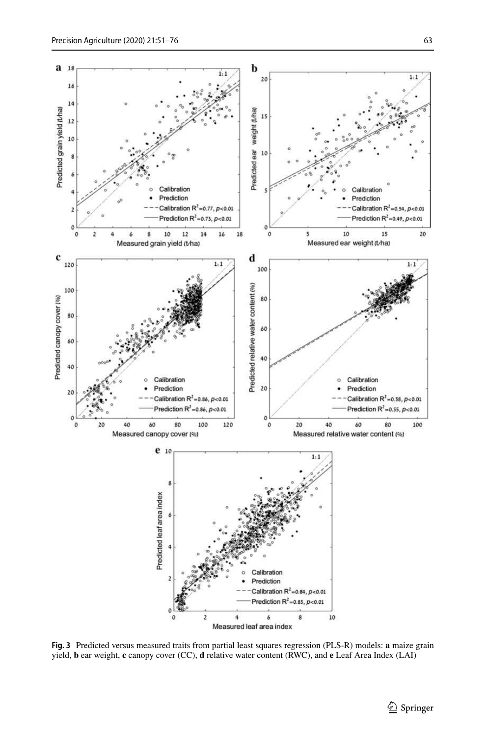**Fig. 3** Predicted versus measured traits from partial least squares regression (PLS-R) models: **a** maize grain yield, **b** ear weight, **c** canopy cover (CC), **d** relative water content (RWC), and **e** Leaf Area Index (LAI)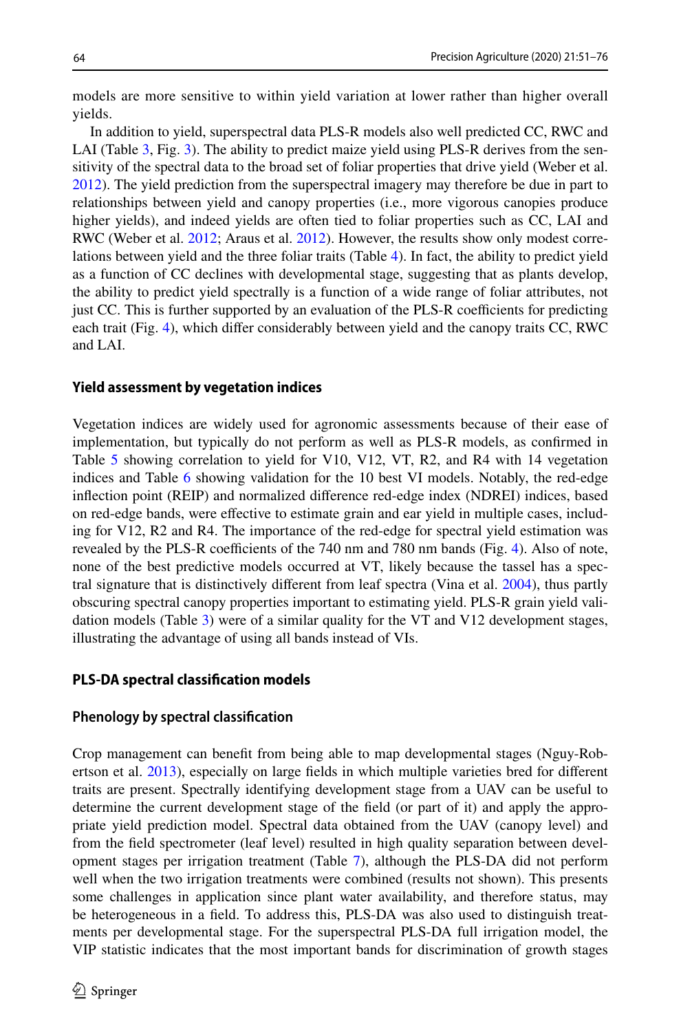models are more sensitive to within yield variation at lower rather than higher overall yields.

In addition to yield, superspectral data PLS-R models also well predicted CC, RWC and LAI (Table 3, Fig. 3). The ability to predict maize yield using PLS-R derives from the sensitivity of the spectral data to the broad set of foliar properties that drive yield (Weber et al. 2012). The yield prediction from the superspectral imagery may therefore be due in part to relationships between yield and canopy properties (i.e., more vigorous canopies produce higher yields), and indeed yields are often tied to foliar properties such as CC, LAI and RWC (Weber et al. 2012; Araus et al. 2012). However, the results show only modest correlations between yield and the three foliar traits (Table 4). In fact, the ability to predict yield as a function of CC declines with developmental stage, suggesting that as plants develop, the ability to predict yield spectrally is a function of a wide range of foliar attributes, not just CC. This is further supported by an evaluation of the PLS-R coefficients for predicting each trait (Fig. 4), which differ considerably between yield and the canopy traits CC, RWC and LAI.

### Yield assessment by vegetation indices

Vegetation indices are widely used for agronomic assessments because of their ease of implementation, but typically do not perform as well as PLS-R models, as confirmed in Table 5 showing correlation to yield for V10, V12, VT, R2, and R4 with 14 vegetation indices and Table 6 showing validation for the 10 best VI models. Notably, the red-edge inflection point (REIP) and normalized difference red-edge index (NDREI) indices, based on red-edge bands, were effective to estimate grain and ear yield in multiple cases, including for V12, R2 and R4. The importance of the red-edge for spectral yield estimation was revealed by the PLS-R coefficients of the 740 nm and 780 nm bands (Fig. 4). Also of note, none of the best predictive models occurred at VT, likely because the tassel has a spectral signature that is distinctively different from leaf spectra (Vina et al. 2004), thus partly obscuring spectral canopy properties important to estimating yield. PLS-R grain yield validation models (Table 3) were of a similar quality for the VT and V12 development stages, illustrating the advantage of using all bands instead of VIs.

### PLS-DA spectral classification models

#### Phenology by spectral classification

Crop management can benefit from being able to map developmental stages (Nguy-Robertson et al. 2013), especially on large fields in which multiple varieties bred for different traits are present. Spectrally identifying development stage from a UAV can be useful to determine the current development stage of the field (or part of it) and apply the appropriate yield prediction model. Spectral data obtained from the UAV (canopy level) and from the field spectrometer (leaf level) resulted in high quality separation between development stages per irrigation treatment (Table 7), although the PLS-DA did not perform well when the two irrigation treatments were combined (results not shown). This presents some challenges in application since plant water availability, and therefore status, may be heterogeneous in a field. To address this, PLS-DA was also used to distinguish treatments per developmental stage. For the superspectral PLS-DA full irrigation model, the VIP statistic indicates that the most important bands for discrimination of growth stages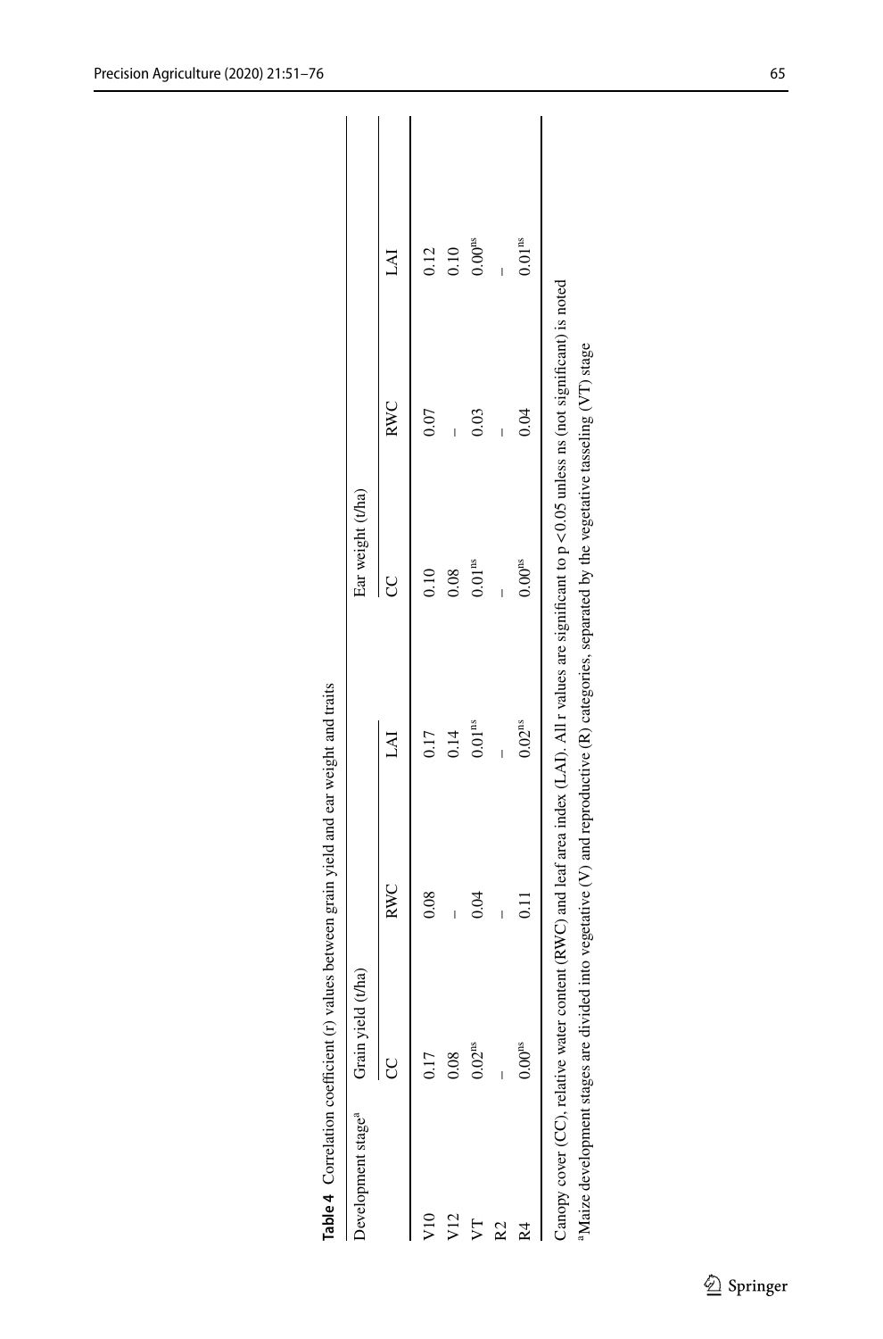**Table 4** Correlation coefficient (r) values between grain yield and ear weight and traits

| Development stage[a] | Grain yield (t/ha) | | | Ear weight (t/ha) | | |
|---|---|---|---|---|---|---|
| | CC | RWC | LAI | CC | RWC | LAI |
| V10 | 0.17 | 0.08 | 0.17 | 0.10 | 0.07 | 0.12 |
| V12 | 0.08 | – | 0.14 | 0.08 | – | 0.10 |
| VT | 0.02[ns] | 0.04 | 0.01[ns] | 0.01[ns] | 0.03 | 0.00[ns] |
| R2 | – | – | – | – | – | – |
| R4 | 0.00[ns] | 0.11 | 0.02[ns] | 0.00[ns] | 0.04 | 0.01[ns] |

Canopy cover (CC), relative water content (RWC) and leaf area index (LAI). All r values are significant to $p < 0.05$ unless ns (not significant) is noted

[a]Maize development stages are divided into vegetative (V) and reproductive (R) categories, separated by the vegetative tasseling (VT) stage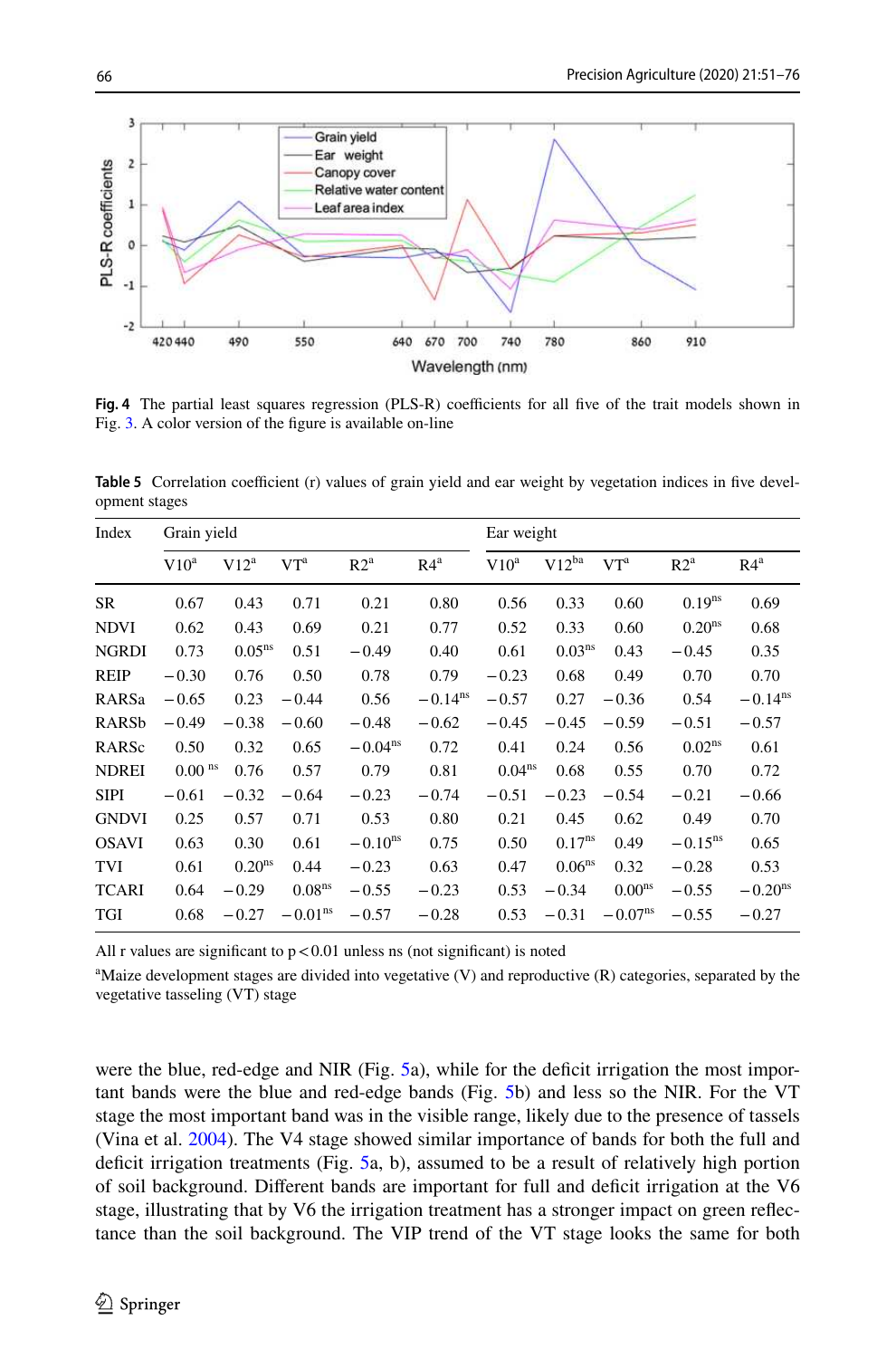Fig. 4 The partial least squares regression (PLS-R) coefficients for all five of the trait models shown in Fig. 3. A color version of the figure is available on-line

Table 5 Correlation coefficient (r) values of grain yield and ear weight by vegetation indices in five development stages

| Index | Grain yield | | | | | Ear weight | | | | |
|---|---|---|---|---|---|---|---|---|---|---|
| | V10[a] | V12[a] | VT[a] | R2[a] | R4[a] | V10[a] | V12[ba] | VT[a] | R2[a] | R4[a] |
| SR | 0.67 | 0.43 | 0.71 | 0.21 | 0.80 | 0.56 | 0.33 | 0.60 | 0.19[ns] | 0.69 |
| NDVI | 0.62 | 0.43 | 0.69 | 0.21 | 0.77 | 0.52 | 0.33 | 0.60 | 0.20[ns] | 0.68 |
| NGRDI | 0.73 | 0.05[ns] | 0.51 | −0.49 | 0.40 | 0.61 | 0.03[ns] | 0.43 | −0.45 | 0.35 |
| REIP | −0.30 | 0.76 | 0.50 | 0.78 | 0.79 | −0.23 | 0.68 | 0.49 | 0.70 | 0.70 |
| RARSa | −0.65 | 0.23 | −0.44 | 0.56 | −0.14[ns] | −0.57 | 0.27 | −0.36 | 0.54 | −0.14[ns] |
| RARSb | −0.49 | −0.38 | −0.60 | −0.48 | −0.62 | −0.45 | −0.45 | −0.59 | −0.51 | −0.57 |
| RARSc | 0.50 | 0.32 | 0.65 | −0.04[ns] | 0.72 | 0.41 | 0.24 | 0.56 | 0.02[ns] | 0.61 |
| NDREI | 0.00[ns] | 0.76 | 0.57 | 0.79 | 0.81 | 0.04[ns] | 0.68 | 0.55 | 0.70 | 0.72 |
| SIPI | −0.61 | −0.32 | −0.64 | −0.23 | −0.74 | −0.51 | −0.23 | −0.54 | −0.21 | −0.66 |
| GNDVI | 0.25 | 0.57 | 0.71 | 0.53 | 0.80 | 0.21 | 0.45 | 0.62 | 0.49 | 0.70 |
| OSAVI | 0.63 | 0.30 | 0.61 | −0.10[ns] | 0.75 | 0.50 | 0.17[ns] | 0.49 | −0.15[ns] | 0.65 |
| TVI | 0.61 | 0.20[ns] | 0.44 | −0.23 | 0.63 | 0.47 | 0.06[ns] | 0.32 | −0.28 | 0.53 |
| TCARI | 0.64 | −0.29 | 0.08[ns] | −0.55 | −0.23 | 0.53 | −0.34 | 0.00[ns] | −0.55 | −0.20[ns] |
| TGI | 0.68 | −0.27 | −0.01[ns] | −0.57 | −0.28 | 0.53 | −0.31 | −0.07[ns] | −0.55 | −0.27 |

All r values are significant to $p < 0.01$ unless ns (not significant) is noted

[a]Maize development stages are divided into vegetative (V) and reproductive (R) categories, separated by the vegetative tasseling (VT) stage

were the blue, red-edge and NIR (Fig. 5a), while for the deficit irrigation the most important bands were the blue and red-edge bands (Fig. 5b) and less so the NIR. For the VT stage the most important band was in the visible range, likely due to the presence of tassels (Vina et al. 2004). The V4 stage showed similar importance of bands for both the full and deficit irrigation treatments (Fig. 5a, b), assumed to be a result of relatively high portion of soil background. Different bands are important for full and deficit irrigation at the V6 stage, illustrating that by V6 the irrigation treatment has a stronger impact on green reflectance than the soil background. The VIP trend of the VT stage looks the same for both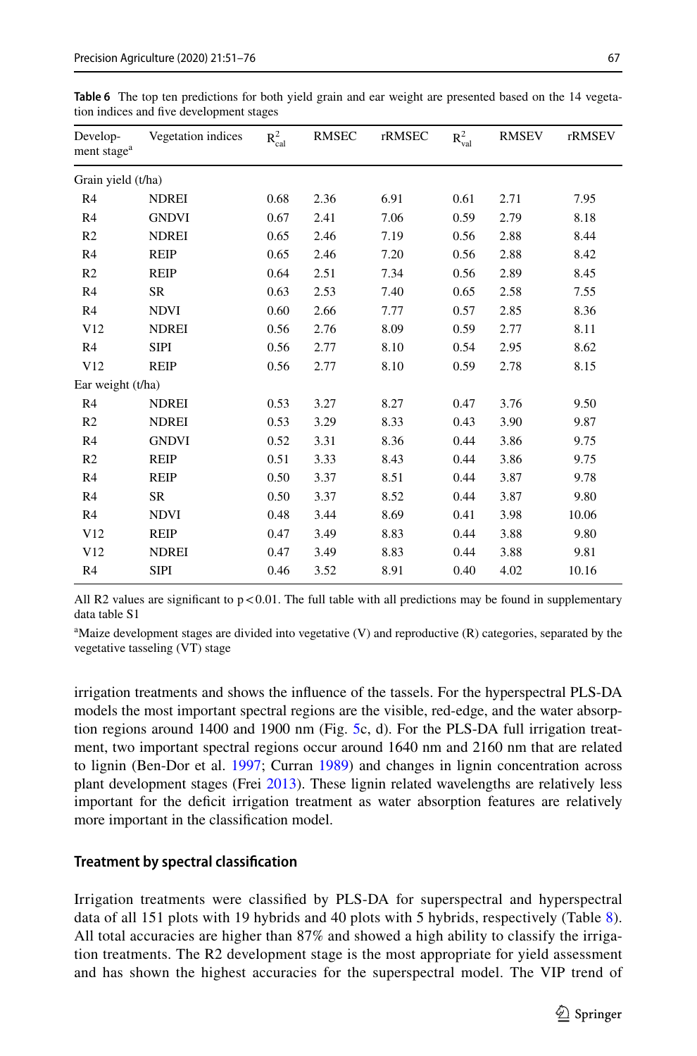**Table 6** The top ten predictions for both yield grain and ear weight are presented based on the 14 vegetation indices and five development stages

| Development stage[a] | Vegetation indices | $R^2_{cal}$ | RMSEC | rRMSEC | $R^2_{val}$ | RMSEV | rRMSEV |
|---|---|---|---|---|---|---|---|
| Grain yield (t/ha) | | | | | | | |
| R4 | NDREI | 0.68 | 2.36 | 6.91 | 0.61 | 2.71 | 7.95 |
| R4 | GNDVI | 0.67 | 2.41 | 7.06 | 0.59 | 2.79 | 8.18 |
| R2 | NDREI | 0.65 | 2.46 | 7.19 | 0.56 | 2.88 | 8.44 |
| R4 | REIP | 0.65 | 2.46 | 7.20 | 0.56 | 2.88 | 8.42 |
| R2 | REIP | 0.64 | 2.51 | 7.34 | 0.56 | 2.89 | 8.45 |
| R4 | SR | 0.63 | 2.53 | 7.40 | 0.65 | 2.58 | 7.55 |
| R4 | NDVI | 0.60 | 2.66 | 7.77 | 0.57 | 2.85 | 8.36 |
| V12 | NDREI | 0.56 | 2.76 | 8.09 | 0.59 | 2.77 | 8.11 |
| R4 | SIPI | 0.56 | 2.77 | 8.10 | 0.54 | 2.95 | 8.62 |
| V12 | REIP | 0.56 | 2.77 | 8.10 | 0.59 | 2.78 | 8.15 |
| Ear weight (t/ha) | | | | | | | |
| R4 | NDREI | 0.53 | 3.27 | 8.27 | 0.47 | 3.76 | 9.50 |
| R2 | NDREI | 0.53 | 3.29 | 8.33 | 0.43 | 3.90 | 9.87 |
| R4 | GNDVI | 0.52 | 3.31 | 8.36 | 0.44 | 3.86 | 9.75 |
| R2 | REIP | 0.51 | 3.33 | 8.43 | 0.44 | 3.86 | 9.75 |
| R4 | REIP | 0.50 | 3.37 | 8.51 | 0.44 | 3.87 | 9.78 |
| R4 | SR | 0.50 | 3.37 | 8.52 | 0.44 | 3.87 | 9.80 |
| R4 | NDVI | 0.48 | 3.44 | 8.69 | 0.41 | 3.98 | 10.06 |
| V12 | REIP | 0.47 | 3.49 | 8.83 | 0.44 | 3.88 | 9.80 |
| V12 | NDREI | 0.47 | 3.49 | 8.83 | 0.44 | 3.88 | 9.81 |
| R4 | SIPI | 0.46 | 3.52 | 8.91 | 0.40 | 4.02 | 10.16 |

All R2 values are significant to $p<0.01$. The full table with all predictions may be found in supplementary data table S1

[a]Maize development stages are divided into vegetative (V) and reproductive (R) categories, separated by the vegetative tasseling (VT) stage

irrigation treatments and shows the influence of the tassels. For the hyperspectral PLS-DA models the most important spectral regions are the visible, red-edge, and the water absorption regions around 1400 and 1900 nm (Fig. 5c, d). For the PLS-DA full irrigation treatment, two important spectral regions occur around 1640 nm and 2160 nm that are related to lignin (Ben-Dor et al. 1997; Curran 1989) and changes in lignin concentration across plant development stages (Frei 2013). These lignin related wavelengths are relatively less important for the deficit irrigation treatment as water absorption features are relatively more important in the classification model.

### Treatment by spectral classification

Irrigation treatments were classified by PLS-DA for superspectral and hyperspectral data of all 151 plots with 19 hybrids and 40 plots with 5 hybrids, respectively (Table 8). All total accuracies are higher than 87% and showed a high ability to classify the irrigation treatments. The R2 development stage is the most appropriate for yield assessment and has shown the highest accuracies for the superspectral model. The VIP trend of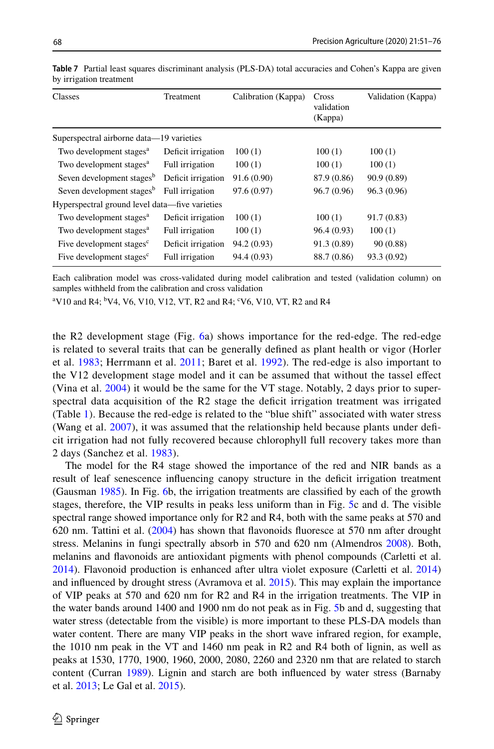**Table 7** Partial least squares discriminant analysis (PLS-DA) total accuracies and Cohen's Kappa are given by irrigation treatment

| Classes | Treatment | Calibration (Kappa) | Cross validation (Kappa) | Validation (Kappa) |
|---|---|---|---|---|
| Superspectral airborne data—19 varieties | | | | |
| Two development stages[a] | Deficit irrigation | 100 (1) | 100 (1) | 100 (1) |
| Two development stages[a] | Full irrigation | 100 (1) | 100 (1) | 100 (1) |
| Seven development stages[b] | Deficit irrigation | 91.6 (0.90) | 87.9 (0.86) | 90.9 (0.89) |
| Seven development stages[b] | Full irrigation | 97.6 (0.97) | 96.7 (0.96) | 96.3 (0.96) |
| Hyperspectral ground level data—five varieties | | | | |
| Two development stages[a] | Deficit irrigation | 100 (1) | 100 (1) | 91.7 (0.83) |
| Two development stages[a] | Full irrigation | 100 (1) | 96.4 (0.93) | 100 (1) |
| Five development stages[c] | Deficit irrigation | 94.2 (0.93) | 91.3 (0.89) | 90 (0.88) |
| Five development stages[c] | Full irrigation | 94.4 (0.93) | 88.7 (0.86) | 93.3 (0.92) |

Each calibration model was cross-validated during model calibration and tested (validation column) on samples withheld from the calibration and cross validation

[a]V10 and R4; [b]V4, V6, V10, V12, VT, R2 and R4; [c]V6, V10, VT, R2 and R4

the R2 development stage (Fig. 6a) shows importance for the red-edge. The red-edge is related to several traits that can be generally defined as plant health or vigor (Horler et al. 1983; Herrmann et al. 2011; Baret et al. 1992). The red-edge is also important to the V12 development stage model and it can be assumed that without the tassel effect (Vina et al. 2004) it would be the same for the VT stage. Notably, 2 days prior to superspectral data acquisition of the R2 stage the deficit irrigation treatment was irrigated (Table 1). Because the red-edge is related to the "blue shift" associated with water stress (Wang et al. 2007), it was assumed that the relationship held because plants under deficit irrigation had not fully recovered because chlorophyll full recovery takes more than 2 days (Sanchez et al. 1983).

The model for the R4 stage showed the importance of the red and NIR bands as a result of leaf senescence influencing canopy structure in the deficit irrigation treatment (Gausman 1985). In Fig. 6b, the irrigation treatments are classified by each of the growth stages, therefore, the VIP results in peaks less uniform than in Fig. 5c and d. The visible spectral range showed importance only for R2 and R4, both with the same peaks at 570 and 620 nm. Tattini et al. (2004) has shown that flavonoids fluoresce at 570 nm after drought stress. Melanins in fungi spectrally absorb in 570 and 620 nm (Almendros 2008). Both, melanins and flavonoids are antioxidant pigments with phenol compounds (Carletti et al. 2014). Flavonoid production is enhanced after ultra violet exposure (Carletti et al. 2014) and influenced by drought stress (Avramova et al. 2015). This may explain the importance of VIP peaks at 570 and 620 nm for R2 and R4 in the irrigation treatments. The VIP in the water bands around 1400 and 1900 nm do not peak as in Fig. 5b and d, suggesting that water stress (detectable from the visible) is more important to these PLS-DA models than water content. There are many VIP peaks in the short wave infrared region, for example, the 1010 nm peak in the VT and 1460 nm peak in R2 and R4 both of lignin, as well as peaks at 1530, 1770, 1900, 1960, 2000, 2080, 2260 and 2320 nm that are related to starch content (Curran 1989). Lignin and starch are both influenced by water stress (Barnaby et al. 2013; Le Gal et al. 2015).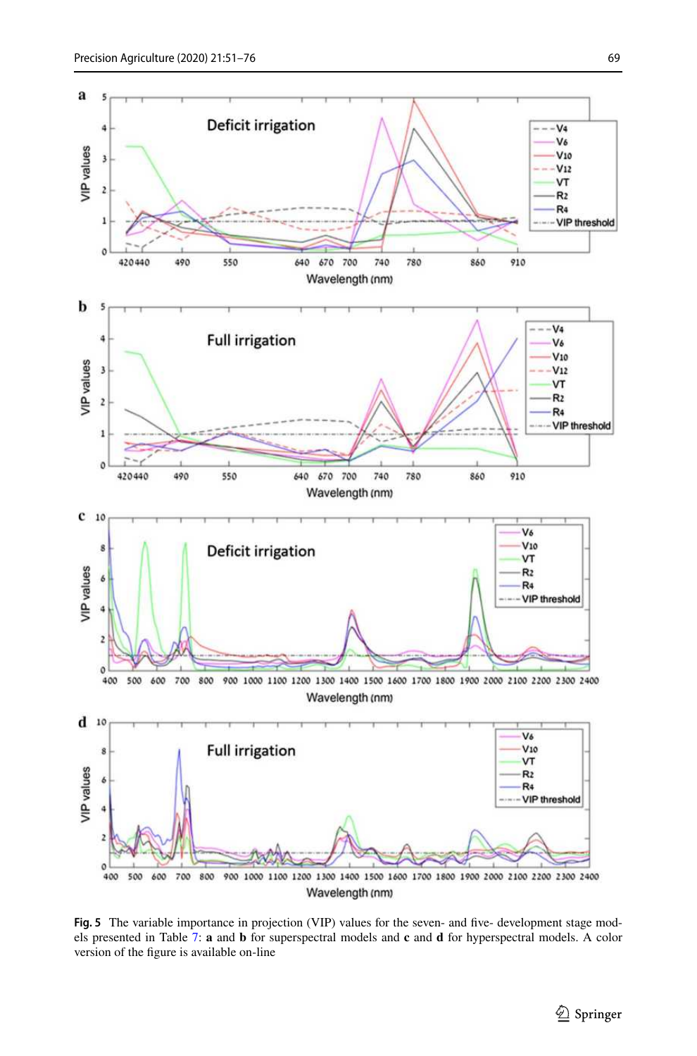**Fig. 5** The variable importance in projection (VIP) values for the seven- and five- development stage models presented in Table 7: **a** and **b** for superspectral models and **c** and **d** for hyperspectral models. A color version of the figure is available on-line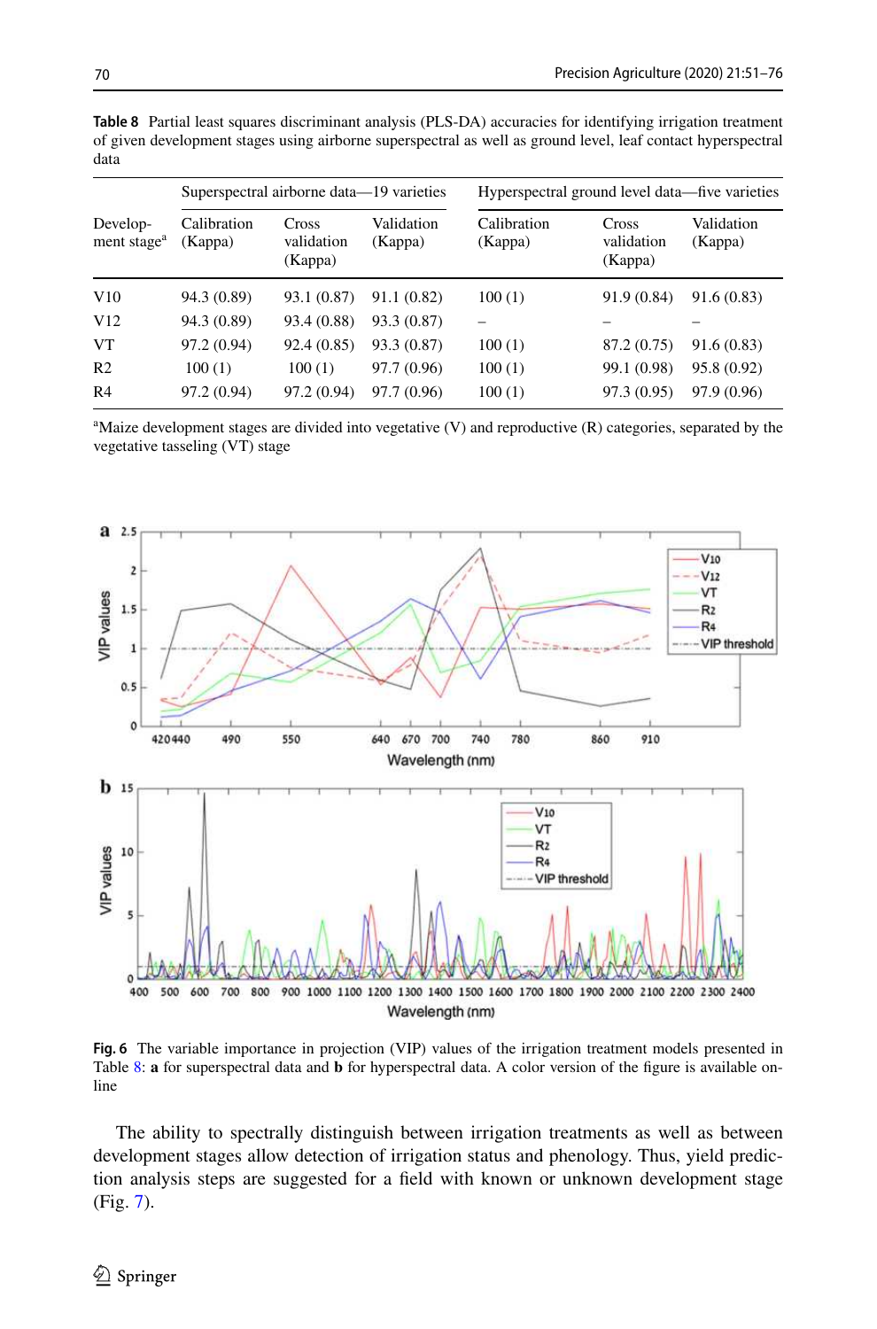**Table 8** Partial least squares discriminant analysis (PLS-DA) accuracies for identifying irrigation treatment of given development stages using airborne superspectral as well as ground level, leaf contact hyperspectral data

| | Superspectral airborne data—19 varieties | | | Hyperspectral ground level data—five varieties | | |
|---|---|---|---|---|---|---|
| Development stage[a] | Calibration (Kappa) | Cross validation (Kappa) | Validation (Kappa) | Calibration (Kappa) | Cross validation (Kappa) | Validation (Kappa) |
| V10 | 94.3 (0.89) | 93.1 (0.87) | 91.1 (0.82) | 100 (1) | 91.9 (0.84) | 91.6 (0.83) |
| V12 | 94.3 (0.89) | 93.4 (0.88) | 93.3 (0.87) | – | – | – |
| VT | 97.2 (0.94) | 92.4 (0.85) | 93.3 (0.87) | 100 (1) | 87.2 (0.75) | 91.6 (0.83) |
| R2 | 100 (1) | 100 (1) | 97.7 (0.96) | 100 (1) | 99.1 (0.98) | 95.8 (0.92) |
| R4 | 97.2 (0.94) | 97.2 (0.94) | 97.7 (0.96) | 100 (1) | 97.3 (0.95) | 97.9 (0.96) |

[a]Maize development stages are divided into vegetative (V) and reproductive (R) categories, separated by the vegetative tasseling (VT) stage

**Fig. 6** The variable importance in projection (VIP) values of the irrigation treatment models presented in Table 8: **a** for superspectral data and **b** for hyperspectral data. A color version of the figure is available online

The ability to spectrally distinguish between irrigation treatments as well as between development stages allow detection of irrigation status and phenology. Thus, yield prediction analysis steps are suggested for a field with known or unknown development stage (Fig. 7).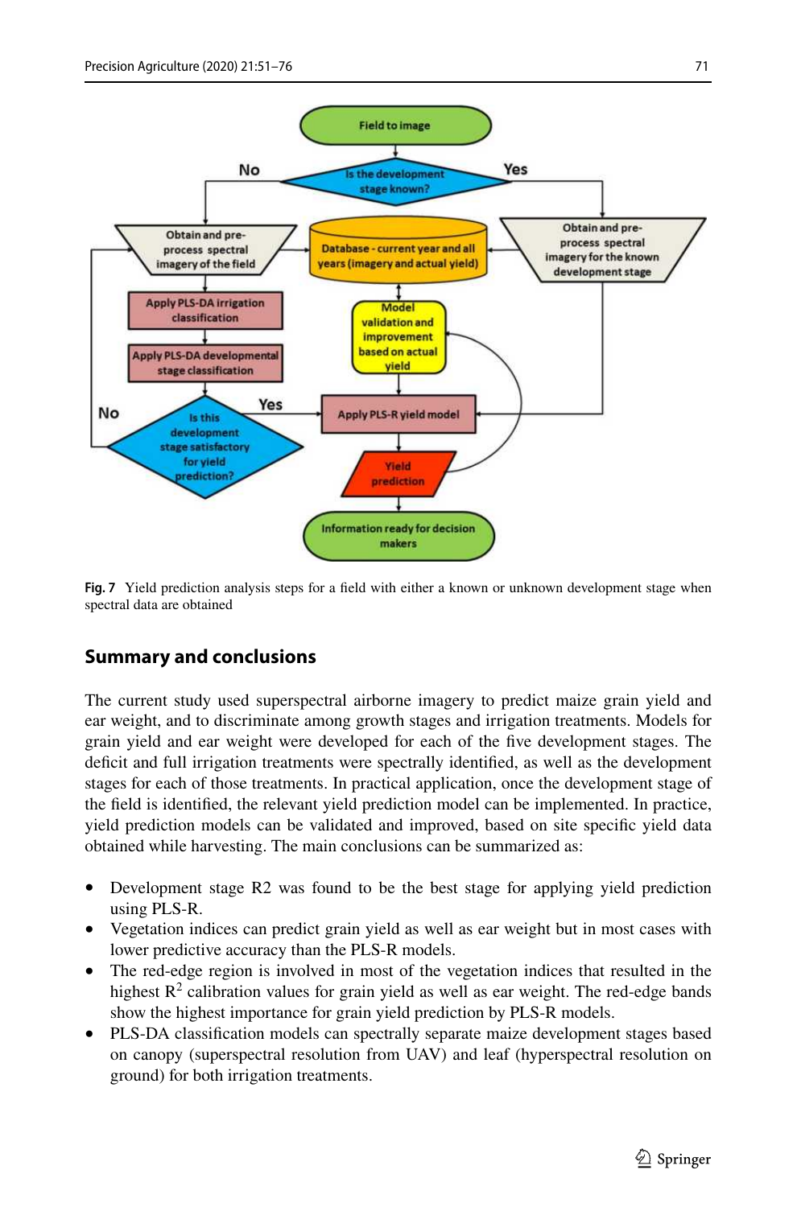Fig. 7 Yield prediction analysis steps for a field with either a known or unknown development stage when spectral data are obtained

## Summary and conclusions

The current study used superspectral airborne imagery to predict maize grain yield and ear weight, and to discriminate among growth stages and irrigation treatments. Models for grain yield and ear weight were developed for each of the five development stages. The deficit and full irrigation treatments were spectrally identified, as well as the development stages for each of those treatments. In practical application, once the development stage of the field is identified, the relevant yield prediction model can be implemented. In practice, yield prediction models can be validated and improved, based on site specific yield data obtained while harvesting. The main conclusions can be summarized as:

- Development stage R2 was found to be the best stage for applying yield prediction using PLS-R.
- Vegetation indices can predict grain yield as well as ear weight but in most cases with lower predictive accuracy than the PLS-R models.
- The red-edge region is involved in most of the vegetation indices that resulted in the highest $R^2$ calibration values for grain yield as well as ear weight. The red-edge bands show the highest importance for grain yield prediction by PLS-R models.
- PLS-DA classification models can spectrally separate maize development stages based on canopy (superspectral resolution from UAV) and leaf (hyperspectral resolution on ground) for both irrigation treatments.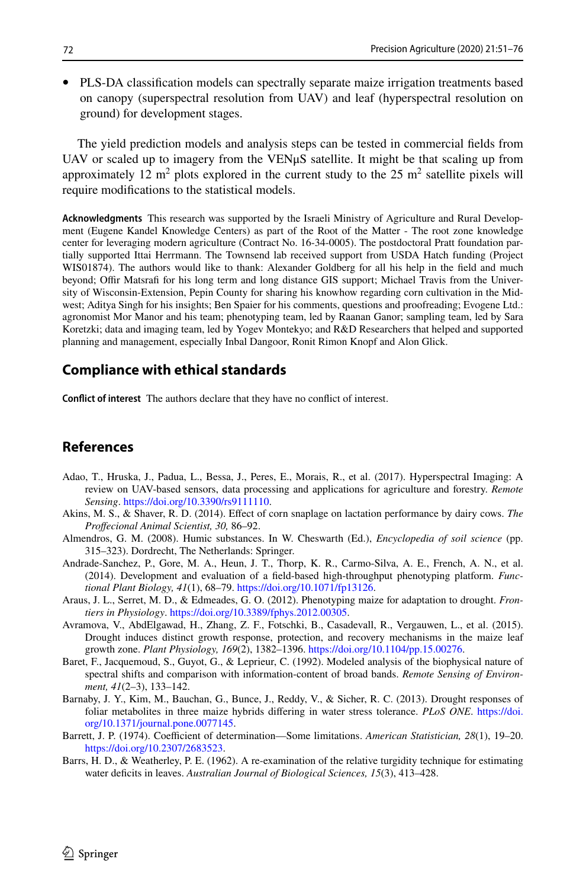- PLS-DA classification models can spectrally separate maize irrigation treatments based on canopy (superspectral resolution from UAV) and leaf (hyperspectral resolution on ground) for development stages.

The yield prediction models and analysis steps can be tested in commercial fields from UAV or scaled up to imagery from the VENµS satellite. It might be that scaling up from approximately 12 $m^2$ plots explored in the current study to the 25 $m^2$ satellite pixels will require modifications to the statistical models.

**Acknowledgments** This research was supported by the Israeli Ministry of Agriculture and Rural Development (Eugene Kandel Knowledge Centers) as part of the Root of the Matter - The root zone knowledge center for leveraging modern agriculture (Contract No. 16-34-0005). The postdoctoral Pratt foundation partially supported Ittai Herrmann. The Townsend lab received support from USDA Hatch funding (Project WIS01874). The authors would like to thank: Alexander Goldberg for all his help in the field and much beyond; Offir Matsrafi for his long term and long distance GIS support; Michael Travis from the University of Wisconsin-Extension, Pepin County for sharing his knowhow regarding corn cultivation in the Midwest; Aditya Singh for his insights; Ben Spaier for his comments, questions and proofreading; Evogene Ltd.: agronomist Mor Manor and his team; phenotyping team, led by Raanan Ganor; sampling team, led by Sara Koretzki; data and imaging team, led by Yogev Montekyo; and R&D Researchers that helped and supported planning and management, especially Inbal Dangoor, Ronit Rimon Knopf and Alon Glick.

## Compliance with ethical standards

**Conflict of interest** The authors declare that they have no conflict of interest.

## References

Adao, T., Hruska, J., Padua, L., Bessa, J., Peres, E., Morais, R., et al. (2017). Hyperspectral Imaging: A review on UAV-based sensors, data processing and applications for agriculture and forestry. *Remote Sensing*. https://doi.org/10.3390/rs9111110.

Akins, M. S., & Shaver, R. D. (2014). Effect of corn snaplage on lactation performance by dairy cows. *The Proffecional Animal Scientist, 30,* 86–92.

Almendros, G. M. (2008). Humic substances. In W. Cheswarth (Ed.), *Encyclopedia of soil science* (pp. 315–323). Dordrecht, The Netherlands: Springer.

Andrade-Sanchez, P., Gore, M. A., Heun, J. T., Thorp, K. R., Carmo-Silva, A. E., French, A. N., et al. (2014). Development and evaluation of a field-based high-throughput phenotyping platform. *Functional Plant Biology, 41*(1), 68–79. https://doi.org/10.1071/fp13126.

Araus, J. L., Serret, M. D., & Edmeades, G. O. (2012). Phenotyping maize for adaptation to drought. *Frontiers in Physiology*. https://doi.org/10.3389/fphys.2012.00305.

Avramova, V., AbdElgawad, H., Zhang, Z. F., Fotschki, B., Casadevall, R., Vergauwen, L., et al. (2015). Drought induces distinct growth response, protection, and recovery mechanisms in the maize leaf growth zone. *Plant Physiology, 169*(2), 1382–1396. https://doi.org/10.1104/pp.15.00276.

Baret, F., Jacquemoud, S., Guyot, G., & Leprieur, C. (1992). Modeled analysis of the biophysical nature of spectral shifts and comparison with information-content of broad bands. *Remote Sensing of Environment, 41*(2–3), 133–142.

Barnaby, J. Y., Kim, M., Bauchan, G., Bunce, J., Reddy, V., & Sicher, R. C. (2013). Drought responses of foliar metabolites in three maize hybrids differing in water stress tolerance. *PLoS ONE*. https://doi.org/10.1371/journal.pone.0077145.

Barrett, J. P. (1974). Coefficient of determination—Some limitations. *American Statistician, 28*(1), 19–20. https://doi.org/10.2307/2683523.

Barrs, H. D., & Weatherley, P. E. (1962). A re-examination of the relative turgidity technique for estimating water deficits in leaves. *Australian Journal of Biological Sciences, 15*(3), 413–428.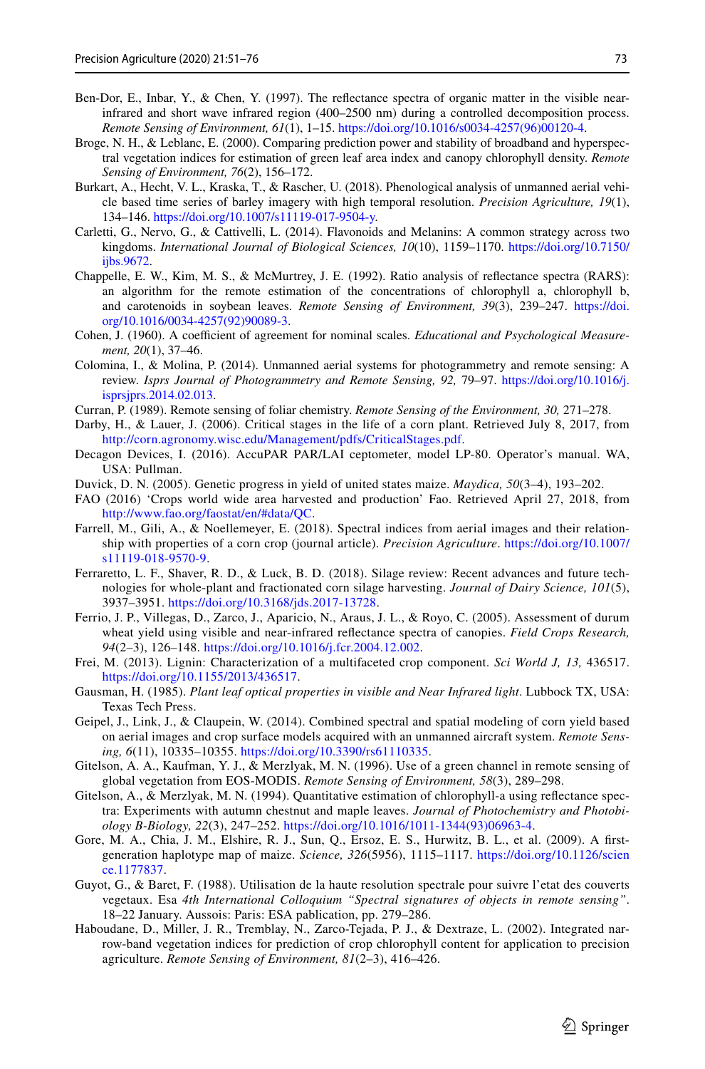Ben-Dor, E., Inbar, Y., & Chen, Y. (1997). The reflectance spectra of organic matter in the visible near-infrared and short wave infrared region (400–2500 nm) during a controlled decomposition process. *Remote Sensing of Environment, 61*(1), 1–15. https://doi.org/10.1016/s0034-4257(96)00120-4.

Broge, N. H., & Leblanc, E. (2000). Comparing prediction power and stability of broadband and hyperspectral vegetation indices for estimation of green leaf area index and canopy chlorophyll density. *Remote Sensing of Environment, 76*(2), 156–172.

Burkart, A., Hecht, V. L., Kraska, T., & Rascher, U. (2018). Phenological analysis of unmanned aerial vehicle based time series of barley imagery with high temporal resolution. *Precision Agriculture, 19*(1), 134–146. https://doi.org/10.1007/s11119-017-9504-y.

Carletti, G., Nervo, G., & Cattivelli, L. (2014). Flavonoids and Melanins: A common strategy across two kingdoms. *International Journal of Biological Sciences, 10*(10), 1159–1170. https://doi.org/10.7150/ijbs.9672.

Chappelle, E. W., Kim, M. S., & McMurtrey, J. E. (1992). Ratio analysis of reflectance spectra (RARS): an algorithm for the remote estimation of the concentrations of chlorophyll a, chlorophyll b, and carotenoids in soybean leaves. *Remote Sensing of Environment, 39*(3), 239–247. https://doi.org/10.1016/0034-4257(92)90089-3.

Cohen, J. (1960). A coefficient of agreement for nominal scales. *Educational and Psychological Measurement, 20*(1), 37–46.

Colomina, I., & Molina, P. (2014). Unmanned aerial systems for photogrammetry and remote sensing: A review. *Isprs Journal of Photogrammetry and Remote Sensing, 92,* 79–97. https://doi.org/10.1016/j.isprsjprs.2014.02.013.

Curran, P. (1989). Remote sensing of foliar chemistry. *Remote Sensing of the Environment, 30,* 271–278.

Darby, H., & Lauer, J. (2006). Critical stages in the life of a corn plant. Retrieved July 8, 2017, from http://corn.agronomy.wisc.edu/Management/pdfs/CriticalStages.pdf.

Decagon Devices, I. (2016). AccuPAR PAR/LAI ceptometer, model LP-80. Operator's manual. WA, USA: Pullman.

Duvick, D. N. (2005). Genetic progress in yield of united states maize. *Maydica, 50*(3–4), 193–202.

FAO (2016) 'Crops world wide area harvested and production' Fao. Retrieved April 27, 2018, from http://www.fao.org/faostat/en/#data/QC.

Farrell, M., Gili, A., & Noellemeyer, E. (2018). Spectral indices from aerial images and their relationship with properties of a corn crop (journal article). *Precision Agriculture*. https://doi.org/10.1007/s11119-018-9570-9.

Ferraretto, L. F., Shaver, R. D., & Luck, B. D. (2018). Silage review: Recent advances and future technologies for whole-plant and fractionated corn silage harvesting. *Journal of Dairy Science, 101*(5), 3937–3951. https://doi.org/10.3168/jds.2017-13728.

Ferrio, J. P., Villegas, D., Zarco, J., Aparicio, N., Araus, J. L., & Royo, C. (2005). Assessment of durum wheat yield using visible and near-infrared reflectance spectra of canopies. *Field Crops Research, 94*(2–3), 126–148. https://doi.org/10.1016/j.fcr.2004.12.002.

Frei, M. (2013). Lignin: Characterization of a multifaceted crop component. *Sci World J, 13,* 436517. https://doi.org/10.1155/2013/436517.

Gausman, H. (1985). *Plant leaf optical properties in visible and Near Infrared light*. Lubbock TX, USA: Texas Tech Press.

Geipel, J., Link, J., & Claupein, W. (2014). Combined spectral and spatial modeling of corn yield based on aerial images and crop surface models acquired with an unmanned aircraft system. *Remote Sensing, 6*(11), 10335–10355. https://doi.org/10.3390/rs61110335.

Gitelson, A. A., Kaufman, Y. J., & Merzlyak, M. N. (1996). Use of a green channel in remote sensing of global vegetation from EOS-MODIS. *Remote Sensing of Environment, 58*(3), 289–298.

Gitelson, A., & Merzlyak, M. N. (1994). Quantitative estimation of chlorophyll-a using reflectance spectra: Experiments with autumn chestnut and maple leaves. *Journal of Photochemistry and Photobiology B-Biology, 22*(3), 247–252. https://doi.org/10.1016/1011-1344(93)06963-4.

Gore, M. A., Chia, J. M., Elshire, R. J., Sun, Q., Ersoz, E. S., Hurwitz, B. L., et al. (2009). A first-generation haplotype map of maize. *Science, 326*(5956), 1115–1117. https://doi.org/10.1126/science.1177837.

Guyot, G., & Baret, F. (1988). Utilisation de la haute resolution spectrale pour suivre l'etat des couverts vegetaux. Esa *4th International Colloquium "Spectral signatures of objects in remote sensing"*. 18–22 January. Aussois: Paris: ESA pablication, pp. 279–286.

Haboudane, D., Miller, J. R., Tremblay, N., Zarco-Tejada, P. J., & Dextraze, L. (2002). Integrated narrow-band vegetation indices for prediction of crop chlorophyll content for application to precision agriculture. *Remote Sensing of Environment, 81*(2–3), 416–426.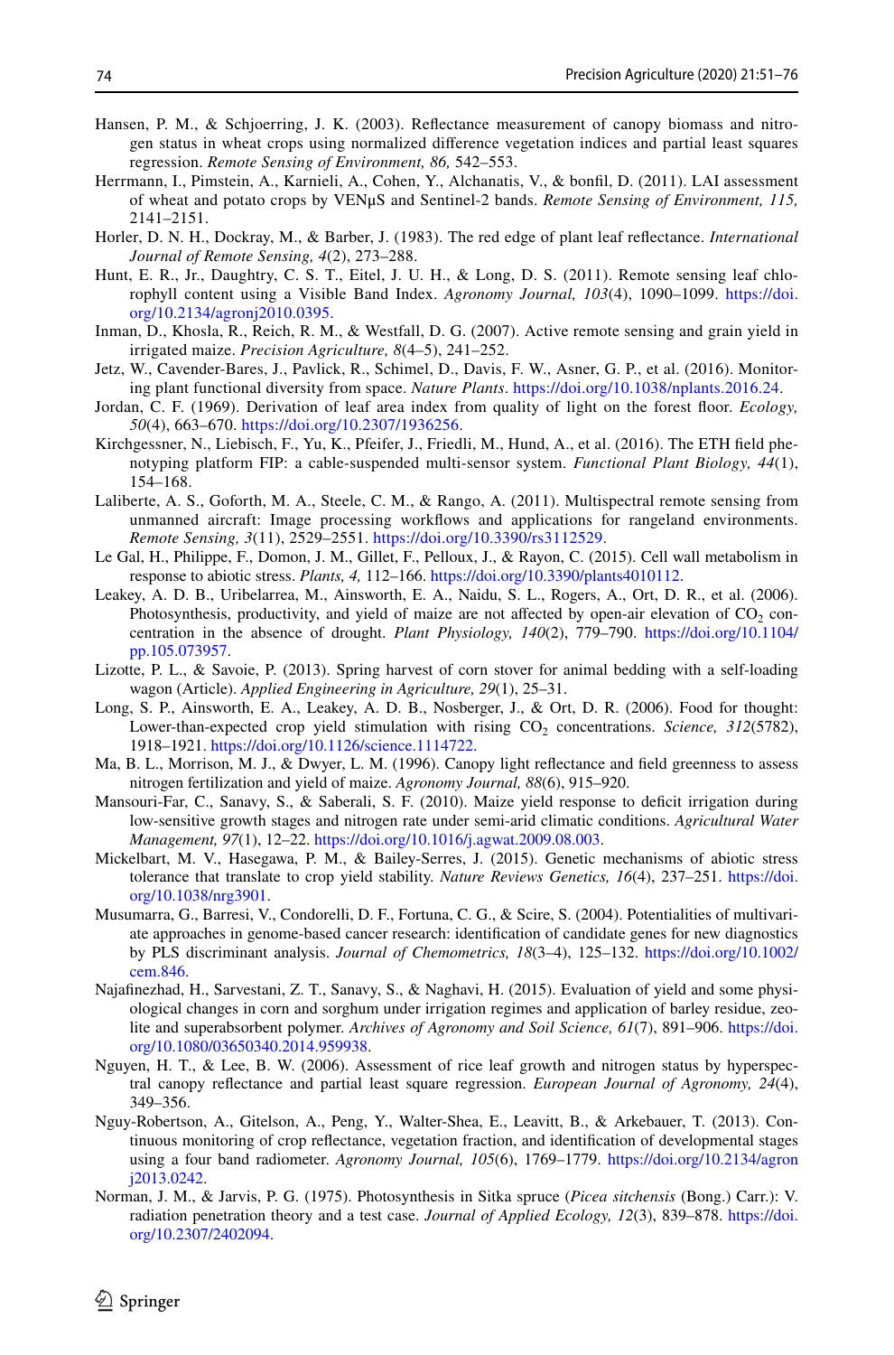Hansen, P. M., & Schjoerring, J. K. (2003). Reflectance measurement of canopy biomass and nitrogen status in wheat crops using normalized difference vegetation indices and partial least squares regression. *Remote Sensing of Environment, 86,* 542–553.

Herrmann, I., Pimstein, A., Karnieli, A., Cohen, Y., Alchanatis, V., & bonfil, D. (2011). LAI assessment of wheat and potato crops by VENμS and Sentinel-2 bands. *Remote Sensing of Environment, 115,* 2141–2151.

Horler, D. N. H., Dockray, M., & Barber, J. (1983). The red edge of plant leaf reflectance. *International Journal of Remote Sensing, 4*(2), 273–288.

Hunt, E. R., Jr., Daughtry, C. S. T., Eitel, J. U. H., & Long, D. S. (2011). Remote sensing leaf chlorophyll content using a Visible Band Index. *Agronomy Journal, 103*(4), 1090–1099. https://doi.org/10.2134/agronj2010.0395.

Inman, D., Khosla, R., Reich, R. M., & Westfall, D. G. (2007). Active remote sensing and grain yield in irrigated maize. *Precision Agriculture, 8*(4–5), 241–252.

Jetz, W., Cavender-Bares, J., Pavlick, R., Schimel, D., Davis, F. W., Asner, G. P., et al. (2016). Monitoring plant functional diversity from space. *Nature Plants*. https://doi.org/10.1038/nplants.2016.24.

Jordan, C. F. (1969). Derivation of leaf area index from quality of light on the forest floor. *Ecology, 50*(4), 663–670. https://doi.org/10.2307/1936256.

Kirchgessner, N., Liebisch, F., Yu, K., Pfeifer, J., Friedli, M., Hund, A., et al. (2016). The ETH field phenotyping platform FIP: a cable-suspended multi-sensor system. *Functional Plant Biology, 44*(1), 154–168.

Laliberte, A. S., Goforth, M. A., Steele, C. M., & Rango, A. (2011). Multispectral remote sensing from unmanned aircraft: Image processing workflows and applications for rangeland environments. *Remote Sensing, 3*(11), 2529–2551. https://doi.org/10.3390/rs3112529.

Le Gal, H., Philippe, F., Domon, J. M., Gillet, F., Pelloux, J., & Rayon, C. (2015). Cell wall metabolism in response to abiotic stress. *Plants, 4,* 112–166. https://doi.org/10.3390/plants4010112.

Leakey, A. D. B., Uribelarrea, M., Ainsworth, E. A., Naidu, S. L., Rogers, A., Ort, D. R., et al. (2006). Photosynthesis, productivity, and yield of maize are not affected by open-air elevation of $CO_2$ concentration in the absence of drought. *Plant Physiology, 140*(2), 779–790. https://doi.org/10.1104/pp.105.073957.

Lizotte, P. L., & Savoie, P. (2013). Spring harvest of corn stover for animal bedding with a self-loading wagon (Article). *Applied Engineering in Agriculture, 29*(1), 25–31.

Long, S. P., Ainsworth, E. A., Leakey, A. D. B., Nosberger, J., & Ort, D. R. (2006). Food for thought: Lower-than-expected crop yield stimulation with rising $CO_2$ concentrations. *Science, 312*(5782), 1918–1921. https://doi.org/10.1126/science.1114722.

Ma, B. L., Morrison, M. J., & Dwyer, L. M. (1996). Canopy light reflectance and field greenness to assess nitrogen fertilization and yield of maize. *Agronomy Journal, 88*(6), 915–920.

Mansouri-Far, C., Sanavy, S., & Saberali, S. F. (2010). Maize yield response to deficit irrigation during low-sensitive growth stages and nitrogen rate under semi-arid climatic conditions. *Agricultural Water Management, 97*(1), 12–22. https://doi.org/10.1016/j.agwat.2009.08.003.

Mickelbart, M. V., Hasegawa, P. M., & Bailey-Serres, J. (2015). Genetic mechanisms of abiotic stress tolerance that translate to crop yield stability. *Nature Reviews Genetics, 16*(4), 237–251. https://doi.org/10.1038/nrg3901.

Musumarra, G., Barresi, V., Condorelli, D. F., Fortuna, C. G., & Scire, S. (2004). Potentialities of multivariate approaches in genome-based cancer research: identification of candidate genes for new diagnostics by PLS discriminant analysis. *Journal of Chemometrics, 18*(3–4), 125–132. https://doi.org/10.1002/cem.846.

Najafinezhad, H., Sarvestani, Z. T., Sanavy, S., & Naghavi, H. (2015). Evaluation of yield and some physiological changes in corn and sorghum under irrigation regimes and application of barley residue, zeolite and superabsorbent polymer. *Archives of Agronomy and Soil Science, 61*(7), 891–906. https://doi.org/10.1080/03650340.2014.959938.

Nguyen, H. T., & Lee, B. W. (2006). Assessment of rice leaf growth and nitrogen status by hyperspectral canopy reflectance and partial least square regression. *European Journal of Agronomy, 24*(4), 349–356.

Nguy-Robertson, A., Gitelson, A., Peng, Y., Walter-Shea, E., Leavitt, B., & Arkebauer, T. (2013). Continuous monitoring of crop reflectance, vegetation fraction, and identification of developmental stages using a four band radiometer. *Agronomy Journal, 105*(6), 1769–1779. https://doi.org/10.2134/agronj2013.0242.

Norman, J. M., & Jarvis, P. G. (1975). Photosynthesis in Sitka spruce (*Picea sitchensis* (Bong.) Carr.): V. radiation penetration theory and a test case. *Journal of Applied Ecology, 12*(3), 839–878. https://doi.org/10.2307/2402094.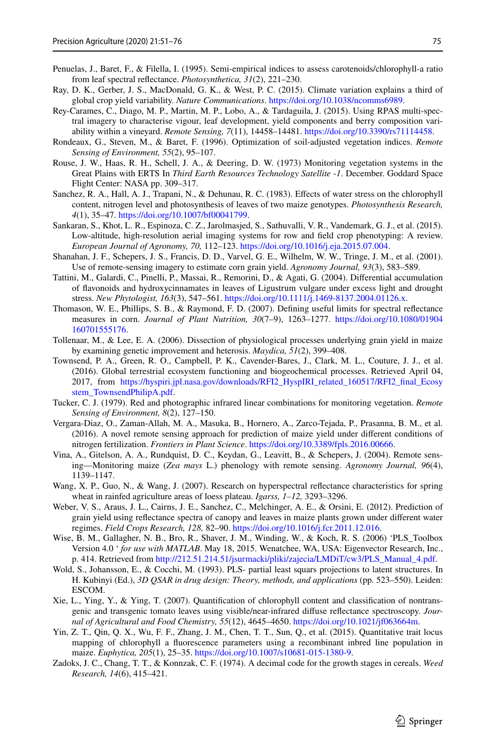Penuelas, J., Baret, F., & Filella, I. (1995). Semi-empirical indices to assess carotenoids/chlorophyll-a ratio from leaf spectral reflectance. *Photosynthetica, 31*(2), 221–230.

Ray, D. K., Gerber, J. S., MacDonald, G. K., & West, P. C. (2015). Climate variation explains a third of global crop yield variability. *Nature Communications*. https://doi.org/10.1038/ncomms6989.

Rey-Carames, C., Diago, M. P., Martin, M. P., Lobo, A., & Tardaguila, J. (2015). Using RPAS multi-spectral imagery to characterise vigour, leaf development, yield components and berry composition variability within a vineyard. *Remote Sensing, 7*(11), 14458–14481. https://doi.org/10.3390/rs71114458.

Rondeaux, G., Steven, M., & Baret, F. (1996). Optimization of soil-adjusted vegetation indices. *Remote Sensing of Environment, 55*(2), 95–107.

Rouse, J. W., Haas, R. H., Schell, J. A., & Deering, D. W. (1973) Monitoring vegetation systems in the Great Plains with ERTS In *Third Earth Resources Technology Satellite -1*. December. Goddard Space Flight Center: NASA pp. 309–317.

Sanchez, R. A., Hall, A. J., Trapani, N., & Dehunau, R. C. (1983). Effects of water stress on the chlorophyll content, nitrogen level and photosynthesis of leaves of two maize genotypes. *Photosynthesis Research, 4*(1), 35–47. https://doi.org/10.1007/bf00041799.

Sankaran, S., Khot, L. R., Espinoza, C. Z., Jarolmasjed, S., Sathuvalli, V. R., Vandemark, G. J., et al. (2015). Low-altitude, high-resolution aerial imaging systems for row and field crop phenotyping: A review. *European Journal of Agronomy, 70,* 112–123. https://doi.org/10.1016/j.eja.2015.07.004.

Shanahan, J. F., Schepers, J. S., Francis, D. D., Varvel, G. E., Wilhelm, W. W., Tringe, J. M., et al. (2001). Use of remote-sensing imagery to estimate corn grain yield. *Agronomy Journal, 93*(3), 583–589.

Tattini, M., Galardi, C., Pinelli, P., Massai, R., Remorini, D., & Agati, G. (2004). Differential accumulation of flavonoids and hydroxycinnamates in leaves of Ligustrum vulgare under excess light and drought stress. *New Phytologist, 163*(3), 547–561. https://doi.org/10.1111/j.1469-8137.2004.01126.x.

Thomason, W. E., Phillips, S. B., & Raymond, F. D. (2007). Defining useful limits for spectral reflectance measures in corn. *Journal of Plant Nutrition, 30*(7–9), 1263–1277. https://doi.org/10.1080/01904160701555176.

Tollenaar, M., & Lee, E. A. (2006). Dissection of physiological processes underlying grain yield in maize by examining genetic improvement and heterosis. *Maydica, 51*(2), 399–408.

Townsend, P. A., Green, R. O., Campbell, P. K., Cavender-Bares, J., Clark, M. L., Couture, J. J., et al. (2016). Global terrestrial ecosystem functioning and biogeochemical processes. Retrieved April 04, 2017, from https://hyspiri.jpl.nasa.gov/downloads/RFI2_HyspIRI_related_160517/RFI2_final_Ecosystem_TownsendPhilipA.pdf.

Tucker, C. J. (1979). Red and photographic infrared linear combinations for monitoring vegetation. *Remote Sensing of Environment, 8*(2), 127–150.

Vergara-Diaz, O., Zaman-Allah, M. A., Masuka, B., Hornero, A., Zarco-Tejada, P., Prasanna, B. M., et al. (2016). A novel remote sensing approach for prediction of maize yield under different conditions of nitrogen fertilization. *Frontiers in Plant Science*. https://doi.org/10.3389/fpls.2016.00666.

Vina, A., Gitelson, A. A., Rundquist, D. C., Keydan, G., Leavitt, B., & Schepers, J. (2004). Remote sensing—Monitoring maize (*Zea mays* L.) phenology with remote sensing. *Agronomy Journal, 96*(4), 1139–1147.

Wang, X. P., Guo, N., & Wang, J. (2007). Research on hyperspectral reflectance characteristics for spring wheat in rainfed agriculture areas of loess plateau. *Igarss, 1–12,* 3293–3296.

Weber, V. S., Araus, J. L., Cairns, J. E., Sanchez, C., Melchinger, A. E., & Orsini, E. (2012). Prediction of grain yield using reflectance spectra of canopy and leaves in maize plants grown under different water regimes. *Field Crops Research, 128,* 82–90. https://doi.org/10.1016/j.fcr.2011.12.016.

Wise, B. M., Gallagher, N. B., Bro, R., Shaver, J. M., Winding, W., & Koch, R. S. (2006) 'PLS_Toolbox Version 4.0 ' *for use with MATLAB*. May 18, 2015. Wenatchee, WA, USA: Eigenvector Research, Inc., p. 414. Retrieved from http://212.51.214.51/jsurmacki/pliki/zajecia/LMDiT/cw3/PLS_Manual_4.pdf.

Wold, S., Johansson, E., & Cocchi, M. (1993). PLS- partial least squars projections to latent structures. In H. Kubinyi (Ed.), *3D QSAR in drug design: Theory, methods, and applications* (pp. 523–550). Leiden: ESCOM.

Xie, L., Ying, Y., & Ying, T. (2007). Quantification of chlorophyll content and classification of nontransgenic and transgenic tomato leaves using visible/near-infrared diffuse reflectance spectroscopy. *Journal of Agricultural and Food Chemistry, 55*(12), 4645–4650. https://doi.org/10.1021/jf063664m.

Yin, Z. T., Qin, Q. X., Wu, F. F., Zhang, J. M., Chen, T. T., Sun, Q., et al. (2015). Quantitative trait locus mapping of chlorophyll a fluorescence parameters using a recombinant inbred line population in maize. *Euphytica, 205*(1), 25–35. https://doi.org/10.1007/s10681-015-1380-9.

Zadoks, J. C., Chang, T. T., & Konnzak, C. F. (1974). A decimal code for the growth stages in cereals. *Weed Research, 14*(6), 415–421.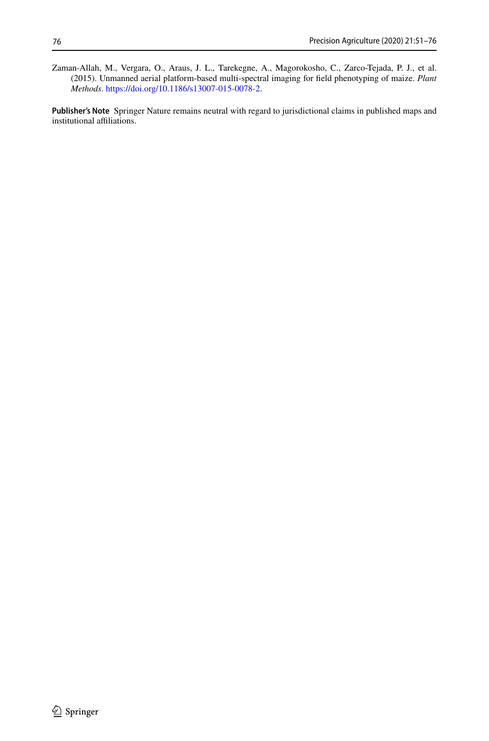Zaman-Allah, M., Vergara, O., Araus, J. L., Tarekegne, A., Magorokosho, C., Zarco-Tejada, P. J., et al. (2015). Unmanned aerial platform-based multi-spectral imaging for field phenotyping of maize. *Plant Methods*. https://doi.org/10.1186/s13007-015-0078-2.

**Publisher's Note** Springer Nature remains neutral with regard to jurisdictional claims in published maps and institutional affiliations.